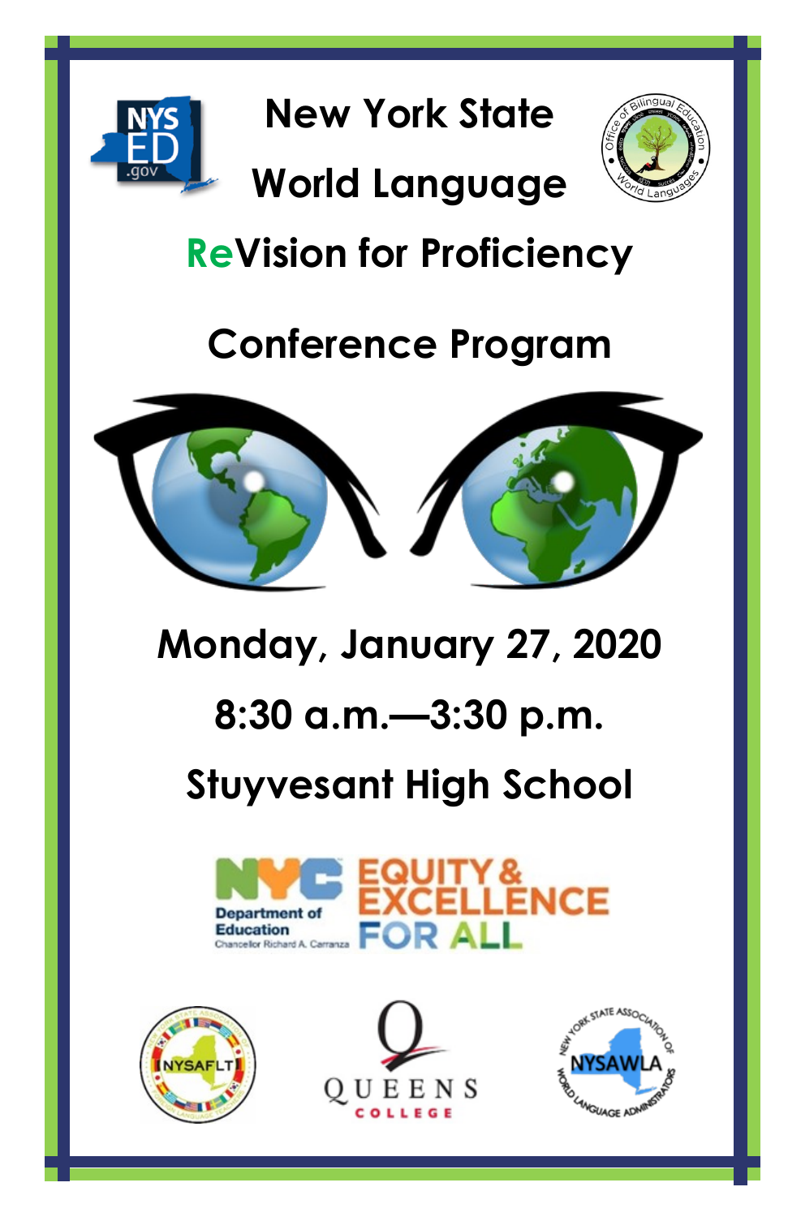# New York State World Language ReVision for Proficiency

## Conference Program

**Monday, January 27, 2020**

**8:30 a.m.—3:30 p.m.**

**Stuyvesant High School**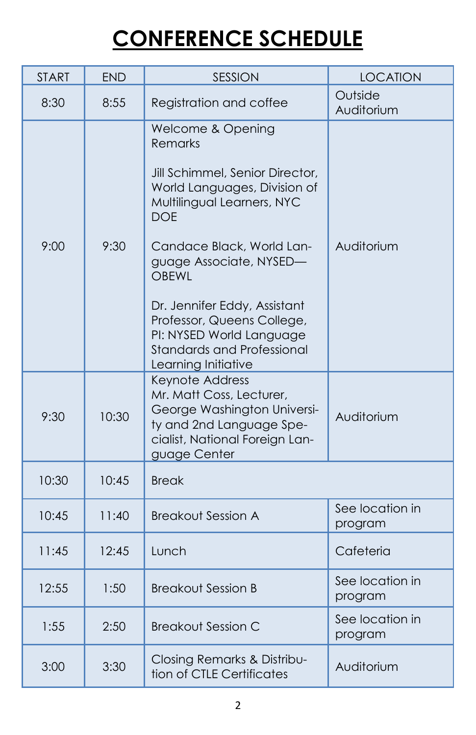# CONFERENCE SCHEDULE

| START | END | SESSION | LOCATION |
|---|---|---|---|
| 8:30 | 8:55 | Registration and coffee | Outside Auditorium |
| 9:00 | 9:30 | Welcome & Opening Remarks<br><br>Jill Schimmel, Senior Director, World Languages, Division of Multilingual Learners, NYC DOE<br><br>Candace Black, World Language Associate, NYSED—OBEWL<br><br>Dr. Jennifer Eddy, Assistant Professor, Queens College, PI: NYSED World Language Standards and Professional Learning Initiative | Auditorium |
| 9:30 | 10:30 | Keynote Address<br>Mr. Matt Coss, Lecturer, George Washington University and 2nd Language Specialist, National Foreign Language Center | Auditorium |
| 10:30 | 10:45 | Break | |
| 10:45 | 11:40 | Breakout Session A | See location in program |
| 11:45 | 12:45 | Lunch | Cafeteria |
| 12:55 | 1:50 | Breakout Session B | See location in program |
| 1:55 | 2:50 | Breakout Session C | See location in program |
| 3:00 | 3:30 | Closing Remarks & Distribution of CTLE Certificates | Auditorium |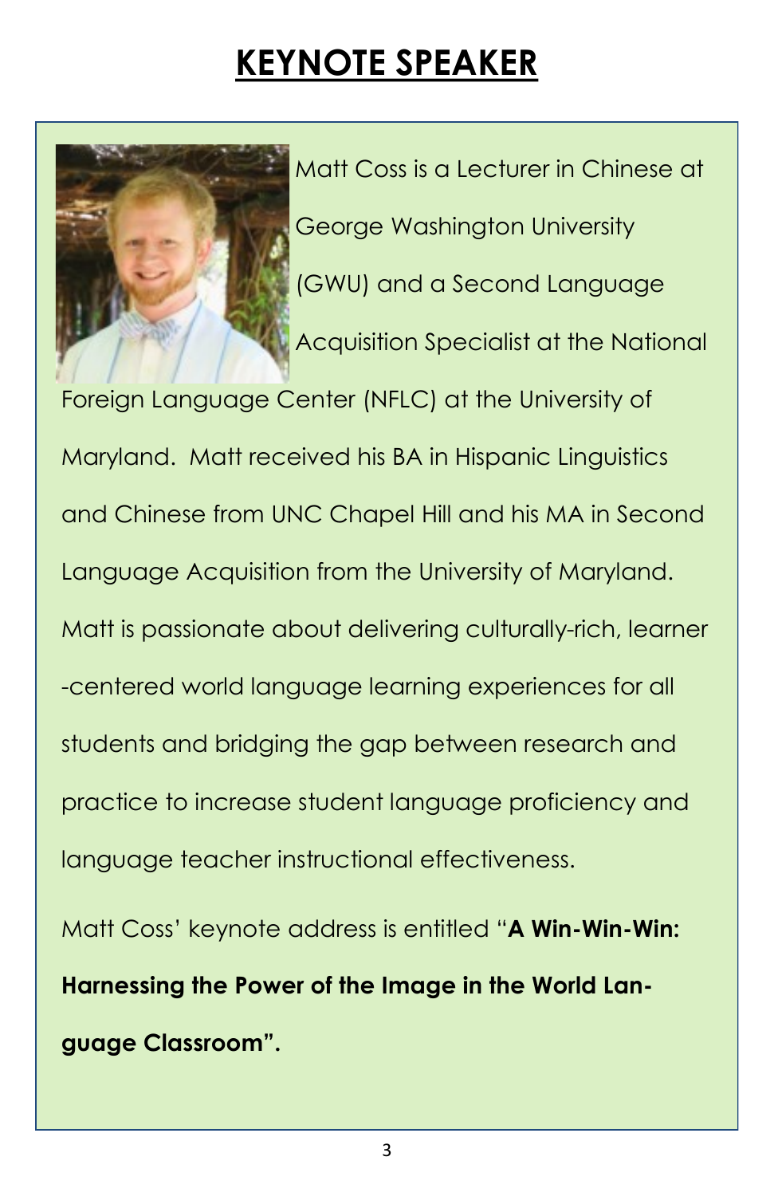# KEYNOTE SPEAKER

Matt Coss is a Lecturer in Chinese at George Washington University (GWU) and a Second Language Acquisition Specialist at the National Foreign Language Center (NFLC) at the University of Maryland. Matt received his BA in Hispanic Linguistics and Chinese from UNC Chapel Hill and his MA in Second Language Acquisition from the University of Maryland. Matt is passionate about delivering culturally-rich, learner-centered world language learning experiences for all students and bridging the gap between research and practice to increase student language proficiency and language teacher instructional effectiveness.

Matt Coss' keynote address is entitled "**A Win-Win-Win: Harnessing the Power of the Image in the World Language Classroom**".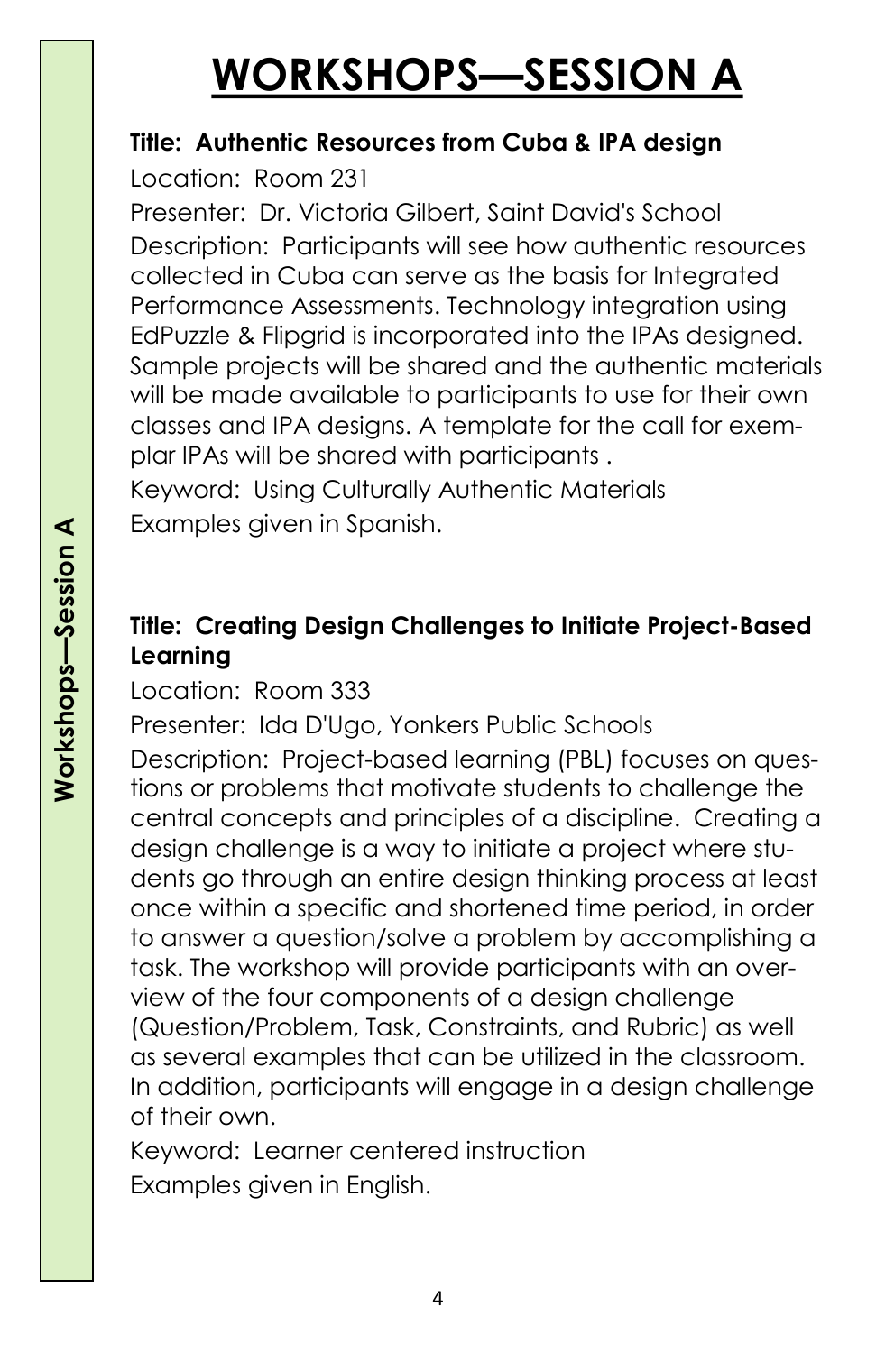# WORKSHOPS—SESSION A

**Title: Authentic Resources from Cuba & IPA design**

Location: Room 231

Presenter: Dr. Victoria Gilbert, Saint David's School

Description: Participants will see how authentic resources collected in Cuba can serve as the basis for Integrated Performance Assessments. Technology integration using EdPuzzle & Flipgrid is incorporated into the IPAs designed. Sample projects will be shared and the authentic materials will be made available to participants to use for their own classes and IPA designs. A template for the call for exemplar IPAs will be shared with participants .

Keyword: Using Culturally Authentic Materials

Examples given in Spanish.

**Title: Creating Design Challenges to Initiate Project-Based Learning**

Location: Room 333

Presenter: Ida D'Ugo, Yonkers Public Schools

Description: Project-based learning (PBL) focuses on questions or problems that motivate students to challenge the central concepts and principles of a discipline. Creating a design challenge is a way to initiate a project where students go through an entire design thinking process at least once within a specific and shortened time period, in order to answer a question/solve a problem by accomplishing a task. The workshop will provide participants with an overview of the four components of a design challenge (Question/Problem, Task, Constraints, and Rubric) as well as several examples that can be utilized in the classroom. In addition, participants will engage in a design challenge of their own.

Keyword: Learner centered instruction

Examples given in English.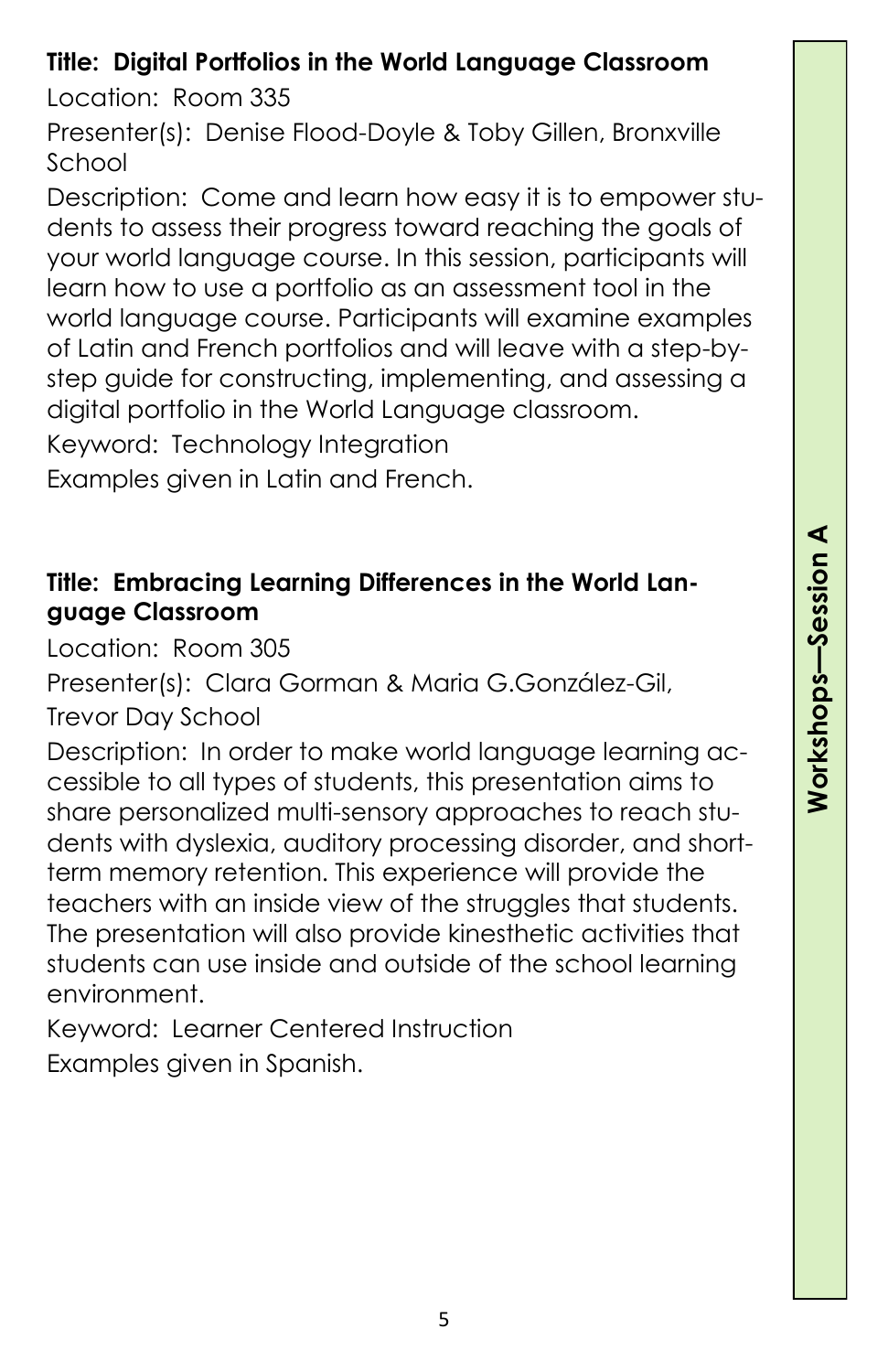**Title: Digital Portfolios in the World Language Classroom**

Location: Room 335

Presenter(s): Denise Flood-Doyle & Toby Gillen, Bronxville School

Description: Come and learn how easy it is to empower students to assess their progress toward reaching the goals of your world language course. In this session, participants will learn how to use a portfolio as an assessment tool in the world language course. Participants will examine examples of Latin and French portfolios and will leave with a step-by-step guide for constructing, implementing, and assessing a digital portfolio in the World Language classroom.

Keyword: Technology Integration

Examples given in Latin and French.

**Title: Embracing Learning Differences in the World Language Classroom**

Location: Room 305

Presenter(s): Clara Gorman & Maria G.González-Gil, Trevor Day School

Description: In order to make world language learning accessible to all types of students, this presentation aims to share personalized multi-sensory approaches to reach students with dyslexia, auditory processing disorder, and short-term memory retention. This experience will provide the teachers with an inside view of the struggles that students. The presentation will also provide kinesthetic activities that students can use inside and outside of the school learning environment.

Keyword: Learner Centered Instruction

Examples given in Spanish.

**Workshops—Session A**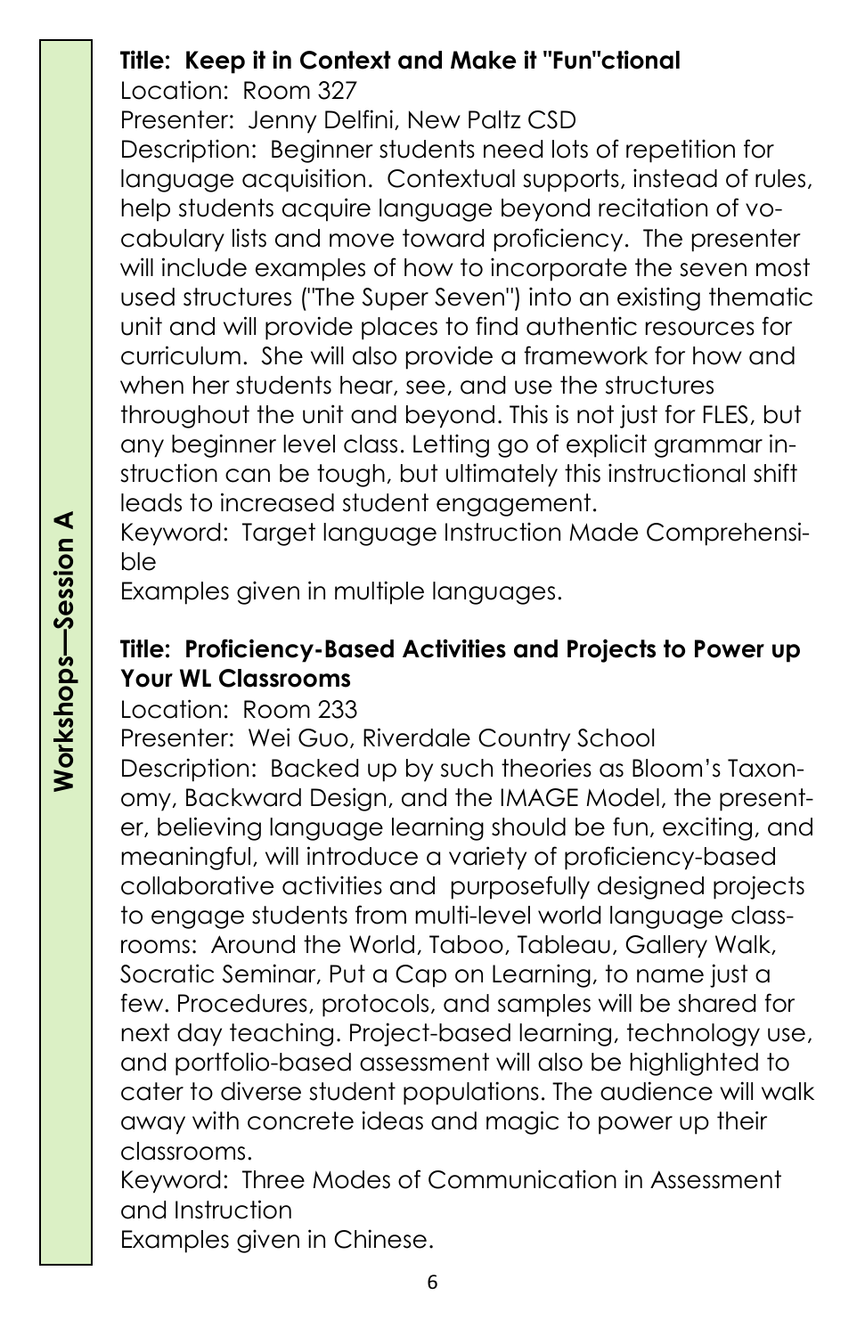## Workshops—Session A

**Title: Keep it in Context and Make it "Fun"ctional**

Location: Room 327

Presenter: Jenny Delfini, New Paltz CSD

Description: Beginner students need lots of repetition for language acquisition. Contextual supports, instead of rules, help students acquire language beyond recitation of vocabulary lists and move toward proficiency. The presenter will include examples of how to incorporate the seven most used structures ("The Super Seven") into an existing thematic unit and will provide places to find authentic resources for curriculum. She will also provide a framework for how and when her students hear, see, and use the structures throughout the unit and beyond. This is not just for FLES, but any beginner level class. Letting go of explicit grammar instruction can be tough, but ultimately this instructional shift leads to increased student engagement.

Keyword: Target language Instruction Made Comprehensible

Examples given in multiple languages.

**Title: Proficiency-Based Activities and Projects to Power up Your WL Classrooms**

Location: Room 233

Presenter: Wei Guo, Riverdale Country School

Description: Backed up by such theories as Bloom's Taxonomy, Backward Design, and the IMAGE Model, the presenter, believing language learning should be fun, exciting, and meaningful, will introduce a variety of proficiency-based collaborative activities and purposefully designed projects to engage students from multi-level world language classrooms: Around the World, Taboo, Tableau, Gallery Walk, Socratic Seminar, Put a Cap on Learning, to name just a few. Procedures, protocols, and samples will be shared for next day teaching. Project-based learning, technology use, and portfolio-based assessment will also be highlighted to cater to diverse student populations. The audience will walk away with concrete ideas and magic to power up their classrooms.

Keyword: Three Modes of Communication in Assessment and Instruction

Examples given in Chinese.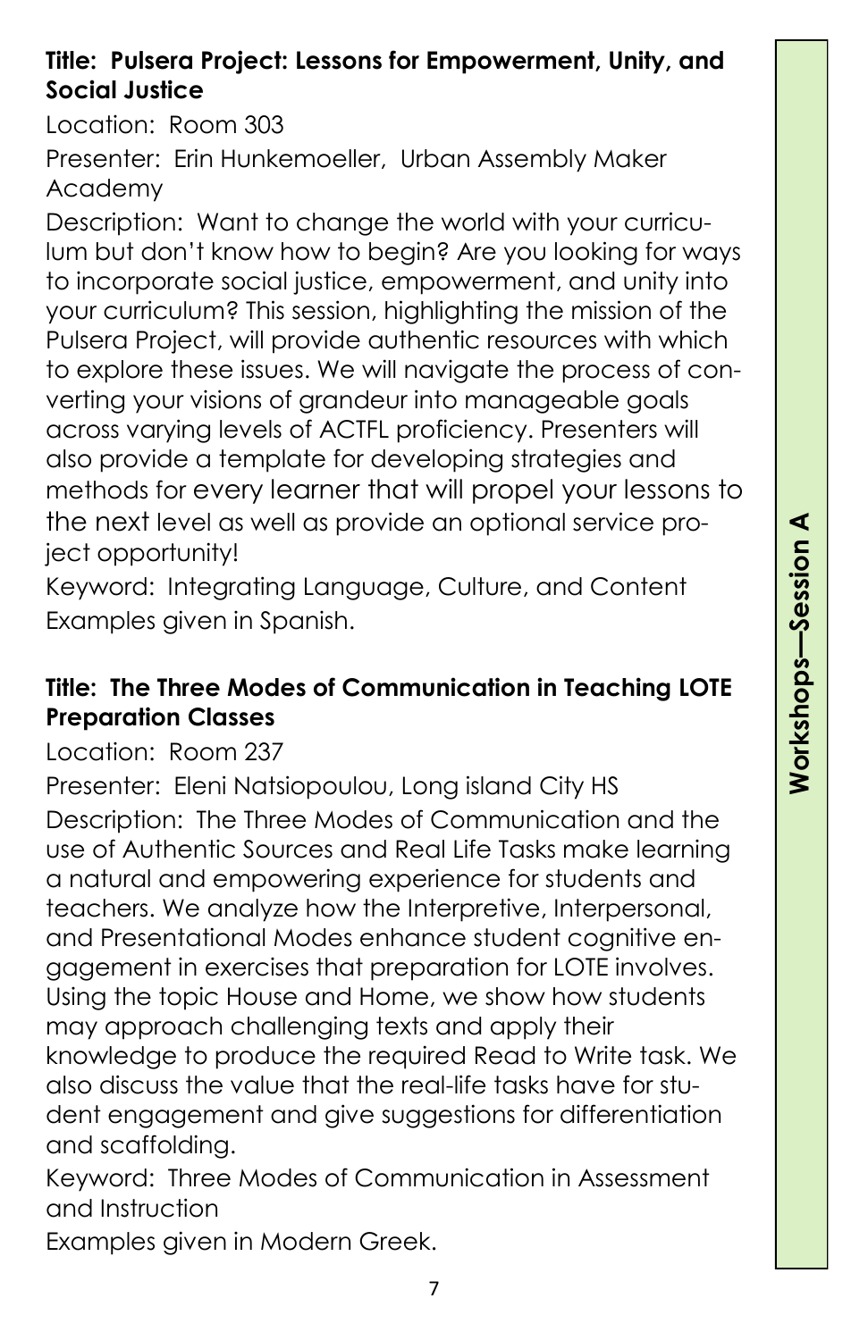**Title: Pulsera Project: Lessons for Empowerment, Unity, and Social Justice**

Location: Room 303

Presenter: Erin Hunkemoeller, Urban Assembly Maker Academy

Description: Want to change the world with your curriculum but don't know how to begin? Are you looking for ways to incorporate social justice, empowerment, and unity into your curriculum? This session, highlighting the mission of the Pulsera Project, will provide authentic resources with which to explore these issues. We will navigate the process of converting your visions of grandeur into manageable goals across varying levels of ACTFL proficiency. Presenters will also provide a template for developing strategies and methods for every learner that will propel your lessons to the next level as well as provide an optional service project opportunity!

Keyword: Integrating Language, Culture, and Content

Examples given in Spanish.

**Title: The Three Modes of Communication in Teaching LOTE Preparation Classes**

Location: Room 237

Presenter: Eleni Natsiopoulou, Long island City HS

Description: The Three Modes of Communication and the use of Authentic Sources and Real Life Tasks make learning a natural and empowering experience for students and teachers. We analyze how the Interpretive, Interpersonal, and Presentational Modes enhance student cognitive engagement in exercises that preparation for LOTE involves. Using the topic House and Home, we show how students may approach challenging texts and apply their knowledge to produce the required Read to Write task. We also discuss the value that the real-life tasks have for student engagement and give suggestions for differentiation and scaffolding.

Keyword: Three Modes of Communication in Assessment and Instruction

Examples given in Modern Greek.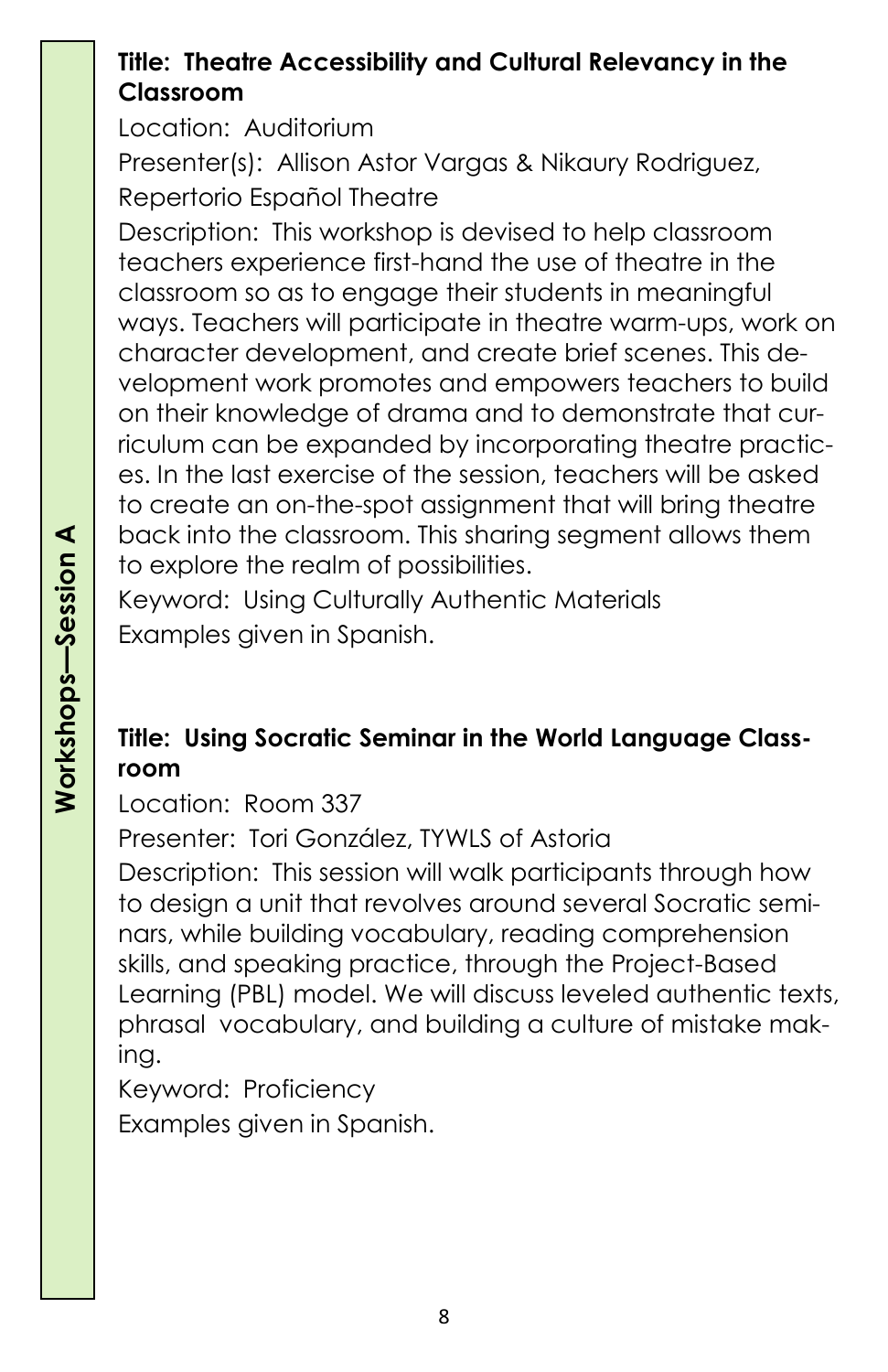**Workshops—Session A**

**Title: Theatre Accessibility and Cultural Relevancy in the Classroom**

Location: Auditorium

Presenter(s): Allison Astor Vargas & Nikaury Rodriguez, Repertorio Español Theatre

Description: This workshop is devised to help classroom teachers experience first-hand the use of theatre in the classroom so as to engage their students in meaningful ways. Teachers will participate in theatre warm-ups, work on character development, and create brief scenes. This development work promotes and empowers teachers to build on their knowledge of drama and to demonstrate that curriculum can be expanded by incorporating theatre practices. In the last exercise of the session, teachers will be asked to create an on-the-spot assignment that will bring theatre back into the classroom. This sharing segment allows them to explore the realm of possibilities.

Keyword: Using Culturally Authentic Materials

Examples given in Spanish.

**Title: Using Socratic Seminar in the World Language Classroom**

Location: Room 337

Presenter: Tori González, TYWLS of Astoria

Description: This session will walk participants through how to design a unit that revolves around several Socratic seminars, while building vocabulary, reading comprehension skills, and speaking practice, through the Project-Based Learning (PBL) model. We will discuss leveled authentic texts, phrasal vocabulary, and building a culture of mistake making.

Keyword: Proficiency

Examples given in Spanish.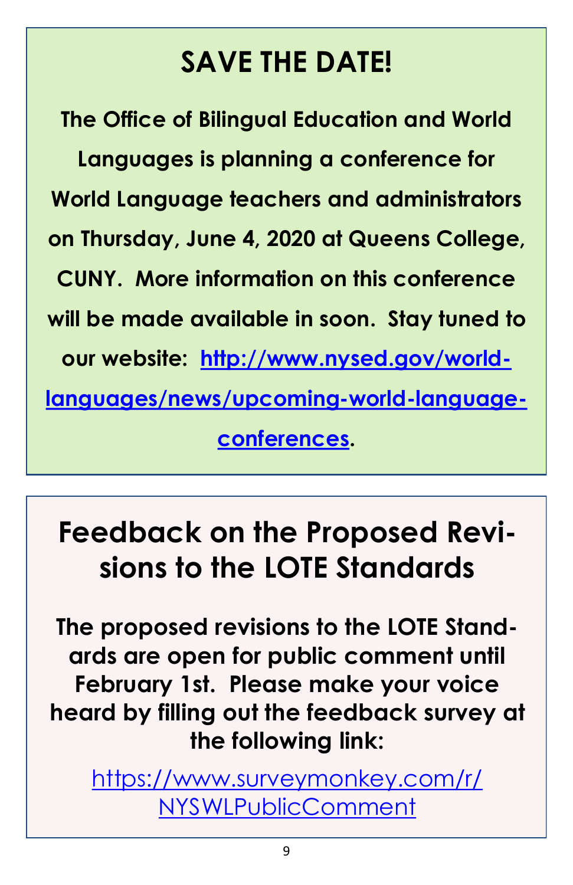# SAVE THE DATE!

**The Office of Bilingual Education and World Languages is planning a conference for World Language teachers and administrators on Thursday, June 4, 2020 at Queens College, CUNY. More information on this conference will be made available in soon. Stay tuned to our website: [http://www.nysed.gov/world-languages/news/upcoming-world-language-conferences](http://www.nysed.gov/world-languages/news/upcoming-world-language-conferences).**

# Feedback on the Proposed Revisions to the LOTE Standards

**The proposed revisions to the LOTE Standards are open for public comment until February 1st. Please make your voice heard by filling out the feedback survey at the following link:**

[https://www.surveymonkey.com/r/NYSWLPublicComment](https://www.surveymonkey.com/r/NYSWLPublicComment)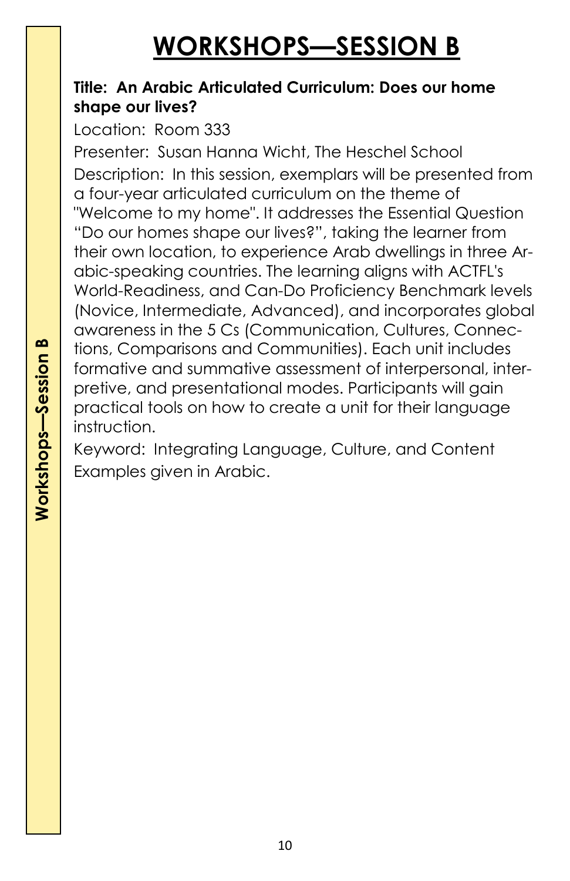# WORKSHOPS—SESSION B

**Title: An Arabic Articulated Curriculum: Does our home shape our lives?**

Location: Room 333

Presenter: Susan Hanna Wicht, The Heschel School

Description: In this session, exemplars will be presented from a four-year articulated curriculum on the theme of "Welcome to my home". It addresses the Essential Question "Do our homes shape our lives?", taking the learner from their own location, to experience Arab dwellings in three Arabic-speaking countries. The learning aligns with ACTFL's World-Readiness, and Can-Do Proficiency Benchmark levels (Novice, Intermediate, Advanced), and incorporates global awareness in the 5 Cs (Communication, Cultures, Connections, Comparisons and Communities). Each unit includes formative and summative assessment of interpersonal, interpretive, and presentational modes. Participants will gain practical tools on how to create a unit for their language instruction.

Keyword: Integrating Language, Culture, and Content

Examples given in Arabic.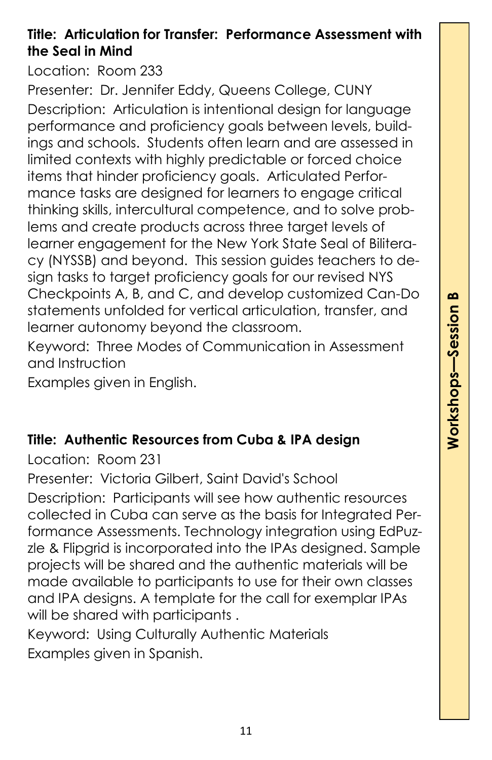**Title: Articulation for Transfer: Performance Assessment with the Seal in Mind**

Location: Room 233

Presenter: Dr. Jennifer Eddy, Queens College, CUNY

Description: Articulation is intentional design for language performance and proficiency goals between levels, buildings and schools. Students often learn and are assessed in limited contexts with highly predictable or forced choice items that hinder proficiency goals. Articulated Performance tasks are designed for learners to engage critical thinking skills, intercultural competence, and to solve problems and create products across three target levels of learner engagement for the New York State Seal of Biliteracy (NYSSB) and beyond. This session guides teachers to design tasks to target proficiency goals for our revised NYS Checkpoints A, B, and C, and develop customized Can-Do statements unfolded for vertical articulation, transfer, and learner autonomy beyond the classroom.

Keyword: Three Modes of Communication in Assessment and Instruction

Examples given in English.

**Title: Authentic Resources from Cuba & IPA design**

Location: Room 231

Presenter: Victoria Gilbert, Saint David's School

Description: Participants will see how authentic resources collected in Cuba can serve as the basis for Integrated Performance Assessments. Technology integration using EdPuzzle & Flipgrid is incorporated into the IPAs designed. Sample projects will be shared and the authentic materials will be made available to participants to use for their own classes and IPA designs. A template for the call for exemplar IPAs will be shared with participants .

Keyword: Using Culturally Authentic Materials

Examples given in Spanish.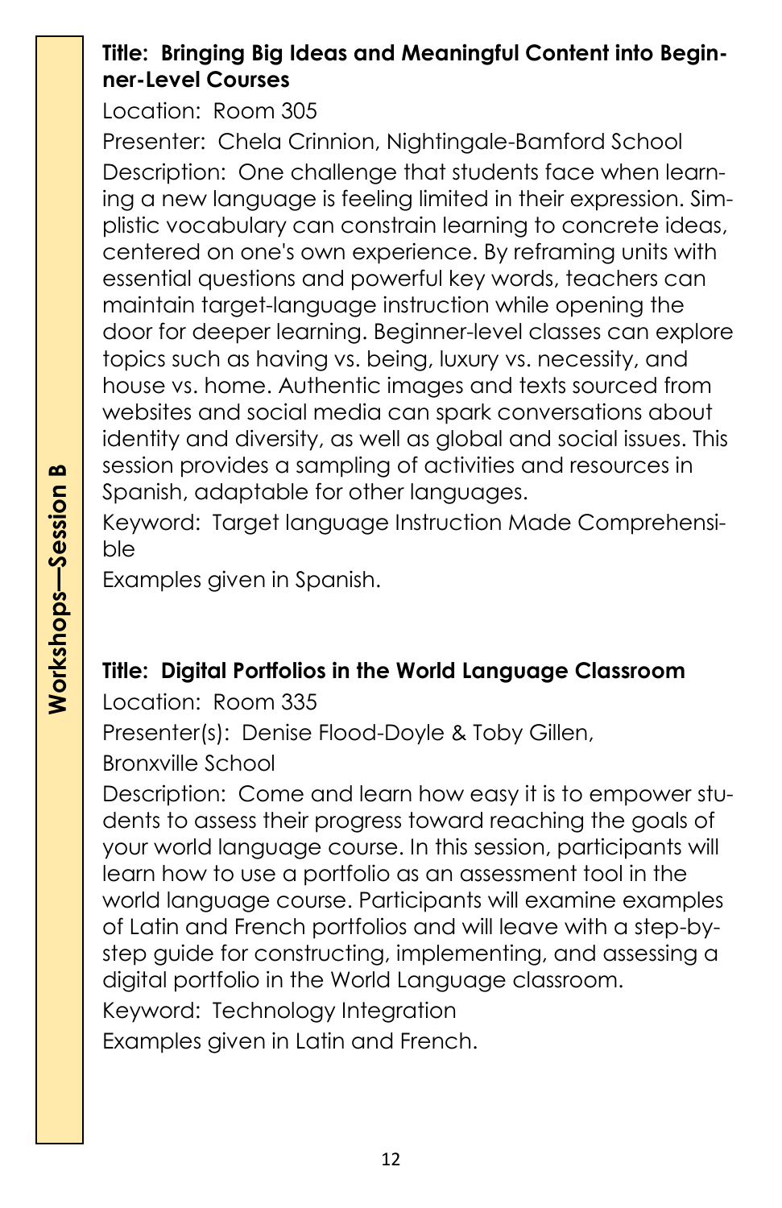**Title: Bringing Big Ideas and Meaningful Content into Beginner-Level Courses**

Location: Room 305

Presenter: Chela Crinnion, Nightingale-Bamford School

Description: One challenge that students face when learning a new language is feeling limited in their expression. Simplistic vocabulary can constrain learning to concrete ideas, centered on one's own experience. By reframing units with essential questions and powerful key words, teachers can maintain target-language instruction while opening the door for deeper learning. Beginner-level classes can explore topics such as having vs. being, luxury vs. necessity, and house vs. home. Authentic images and texts sourced from websites and social media can spark conversations about identity and diversity, as well as global and social issues. This session provides a sampling of activities and resources in Spanish, adaptable for other languages.

Keyword: Target language Instruction Made Comprehensible

Examples given in Spanish.

**Title: Digital Portfolios in the World Language Classroom**

Location: Room 335

Presenter(s): Denise Flood-Doyle & Toby Gillen, Bronxville School

Description: Come and learn how easy it is to empower students to assess their progress toward reaching the goals of your world language course. In this session, participants will learn how to use a portfolio as an assessment tool in the world language course. Participants will examine examples of Latin and French portfolios and will leave with a step-by-step guide for constructing, implementing, and assessing a digital portfolio in the World Language classroom.

Keyword: Technology Integration

Examples given in Latin and French.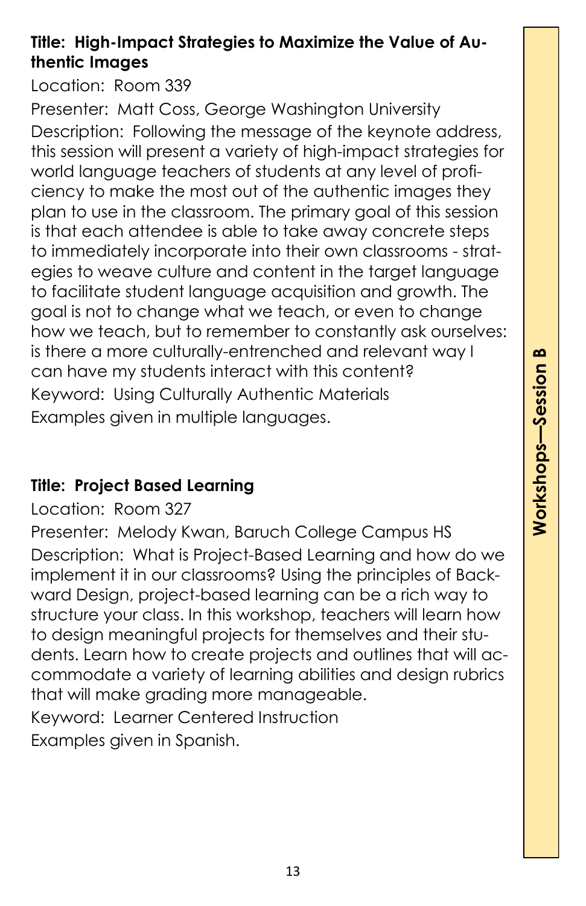**Title: High-Impact Strategies to Maximize the Value of Authentic Images**

Location: Room 339

Presenter: Matt Coss, George Washington University

Description: Following the message of the keynote address, this session will present a variety of high-impact strategies for world language teachers of students at any level of proficiency to make the most out of the authentic images they plan to use in the classroom. The primary goal of this session is that each attendee is able to take away concrete steps to immediately incorporate into their own classrooms - strategies to weave culture and content in the target language to facilitate student language acquisition and growth. The goal is not to change what we teach, or even to change how we teach, but to remember to constantly ask ourselves: is there a more culturally-entrenched and relevant way I can have my students interact with this content?

Keyword: Using Culturally Authentic Materials

Examples given in multiple languages.

**Title: Project Based Learning**

Location: Room 327

Presenter: Melody Kwan, Baruch College Campus HS

Description: What is Project-Based Learning and how do we implement it in our classrooms? Using the principles of Backward Design, project-based learning can be a rich way to structure your class. In this workshop, teachers will learn how to design meaningful projects for themselves and their students. Learn how to create projects and outlines that will accommodate a variety of learning abilities and design rubrics that will make grading more manageable.

Keyword: Learner Centered Instruction

Examples given in Spanish.

**Workshops—Session B**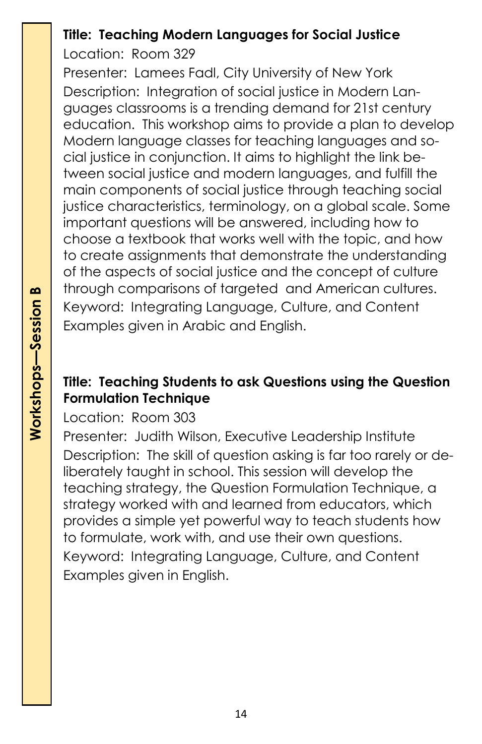## Workshops—Session B

**Title: Teaching Modern Languages for Social Justice**

Location: Room 329

Presenter: Lamees Fadl, City University of New York

Description: Integration of social justice in Modern Languages classrooms is a trending demand for 21st century education. This workshop aims to provide a plan to develop Modern language classes for teaching languages and social justice in conjunction. It aims to highlight the link between social justice and modern languages, and fulfill the main components of social justice through teaching social justice characteristics, terminology, on a global scale. Some important questions will be answered, including how to choose a textbook that works well with the topic, and how to create assignments that demonstrate the understanding of the aspects of social justice and the concept of culture through comparisons of targeted and American cultures.

Keyword: Integrating Language, Culture, and Content

Examples given in Arabic and English.

**Title: Teaching Students to ask Questions using the Question Formulation Technique**

Location: Room 303

Presenter: Judith Wilson, Executive Leadership Institute

Description: The skill of question asking is far too rarely or deliberately taught in school. This session will develop the teaching strategy, the Question Formulation Technique, a strategy worked with and learned from educators, which provides a simple yet powerful way to teach students how to formulate, work with, and use their own questions.

Keyword: Integrating Language, Culture, and Content

Examples given in English.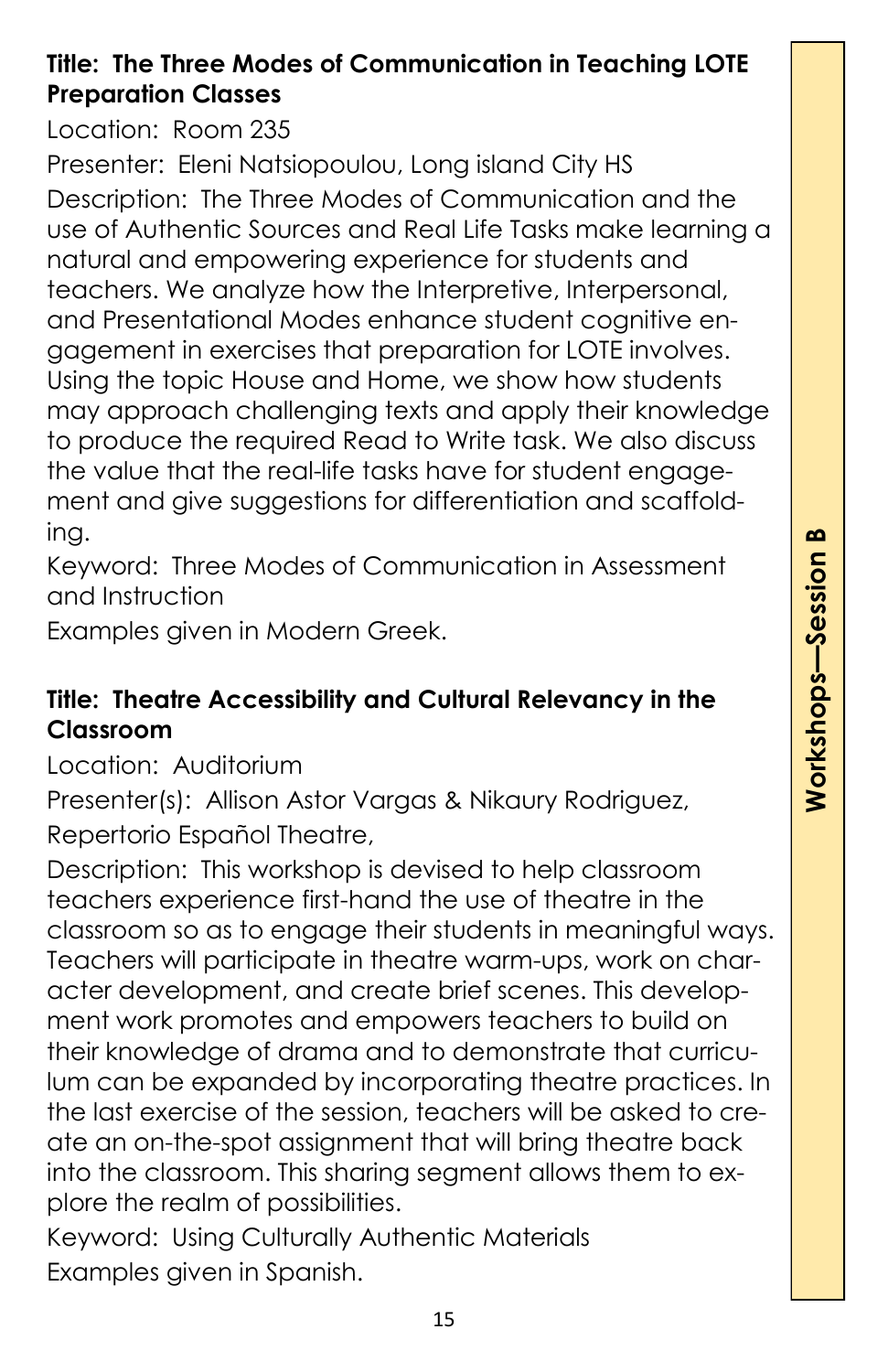**Title: The Three Modes of Communication in Teaching LOTE Preparation Classes**

Location: Room 235

Presenter: Eleni Natsiopoulou, Long island City HS

Description: The Three Modes of Communication and the use of Authentic Sources and Real Life Tasks make learning a natural and empowering experience for students and teachers. We analyze how the Interpretive, Interpersonal, and Presentational Modes enhance student cognitive engagement in exercises that preparation for LOTE involves. Using the topic House and Home, we show how students may approach challenging texts and apply their knowledge to produce the required Read to Write task. We also discuss the value that the real-life tasks have for student engagement and give suggestions for differentiation and scaffolding.

Keyword: Three Modes of Communication in Assessment and Instruction

Examples given in Modern Greek.

**Title: Theatre Accessibility and Cultural Relevancy in the Classroom**

Location: Auditorium

Presenter(s): Allison Astor Vargas & Nikaury Rodriguez, Repertorio Español Theatre,

Description: This workshop is devised to help classroom teachers experience first-hand the use of theatre in the classroom so as to engage their students in meaningful ways. Teachers will participate in theatre warm-ups, work on character development, and create brief scenes. This development work promotes and empowers teachers to build on their knowledge of drama and to demonstrate that curriculum can be expanded by incorporating theatre practices. In the last exercise of the session, teachers will be asked to create an on-the-spot assignment that will bring theatre back into the classroom. This sharing segment allows them to explore the realm of possibilities.

Keyword: Using Culturally Authentic Materials

Examples given in Spanish.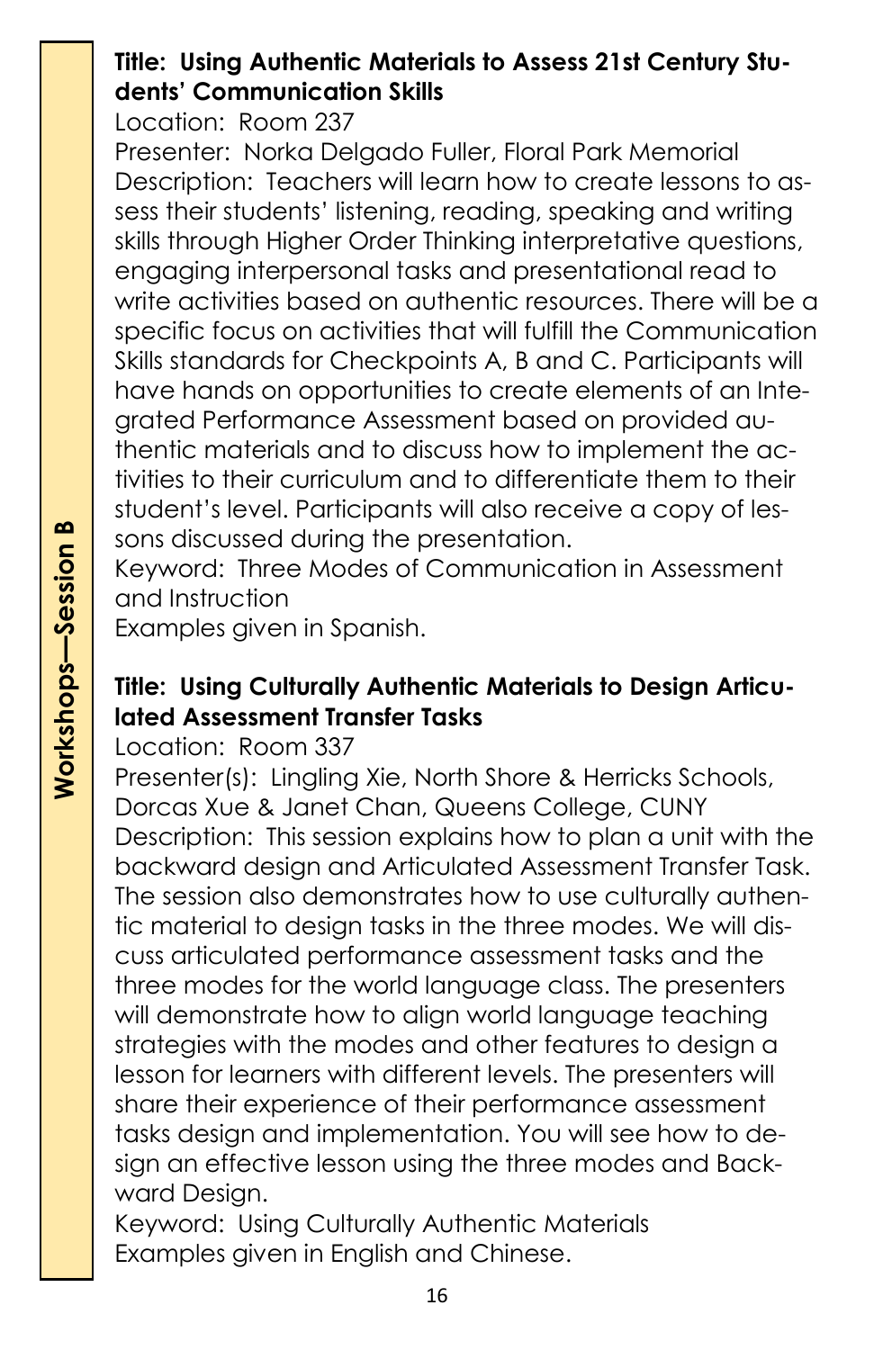**Workshops—Session B**

**Title: Using Authentic Materials to Assess 21st Century Students' Communication Skills**

Location: Room 237

Presenter: Norka Delgado Fuller, Floral Park Memorial

Description: Teachers will learn how to create lessons to assess their students' listening, reading, speaking and writing skills through Higher Order Thinking interpretative questions, engaging interpersonal tasks and presentational read to write activities based on authentic resources. There will be a specific focus on activities that will fulfill the Communication Skills standards for Checkpoints A, B and C. Participants will have hands on opportunities to create elements of an Integrated Performance Assessment based on provided authentic materials and to discuss how to implement the activities to their curriculum and to differentiate them to their student's level. Participants will also receive a copy of lessons discussed during the presentation.

Keyword: Three Modes of Communication in Assessment and Instruction

Examples given in Spanish.

**Title: Using Culturally Authentic Materials to Design Articulated Assessment Transfer Tasks**

Location: Room 337

Presenter(s): Lingling Xie, North Shore & Herricks Schools, Dorcas Xue & Janet Chan, Queens College, CUNY

Description: This session explains how to plan a unit with the backward design and Articulated Assessment Transfer Task. The session also demonstrates how to use culturally authentic material to design tasks in the three modes. We will discuss articulated performance assessment tasks and the three modes for the world language class. The presenters will demonstrate how to align world language teaching strategies with the modes and other features to design a lesson for learners with different levels. The presenters will share their experience of their performance assessment tasks design and implementation. You will see how to design an effective lesson using the three modes and Backward Design.

Keyword: Using Culturally Authentic Materials

Examples given in English and Chinese.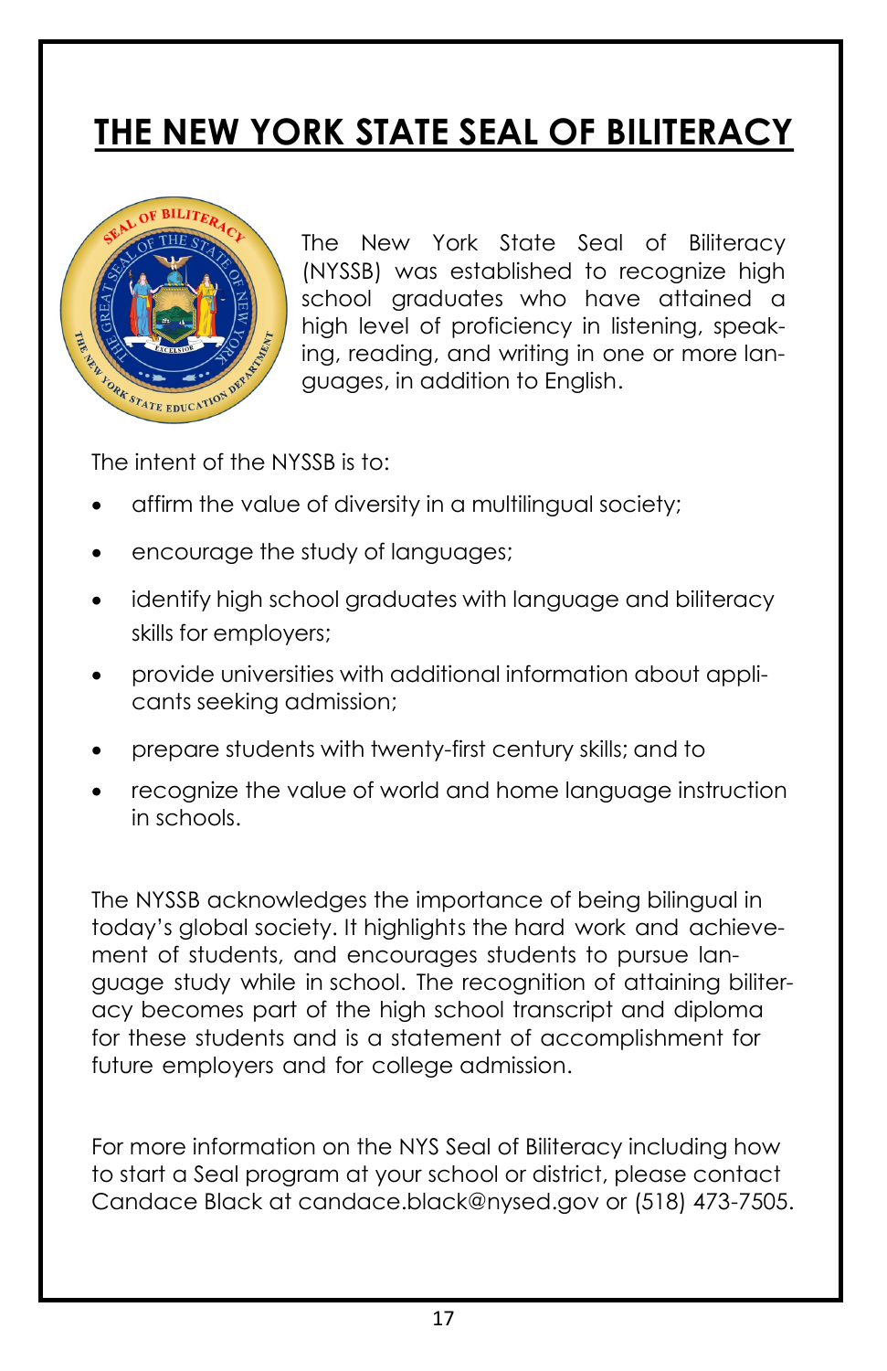# THE NEW YORK STATE SEAL OF BILITERACY

The New York State Seal of Biliteracy (NYSSB) was established to recognize high school graduates who have attained a high level of proficiency in listening, speaking, reading, and writing in one or more languages, in addition to English.

The intent of the NYSSB is to:

- affirm the value of diversity in a multilingual society;
- encourage the study of languages;
- identify high school graduates with language and biliteracy skills for employers;
- provide universities with additional information about applicants seeking admission;
- prepare students with twenty-first century skills; and to
- recognize the value of world and home language instruction in schools.

The NYSSB acknowledges the importance of being bilingual in today's global society. It highlights the hard work and achievement of students, and encourages students to pursue language study while in school. The recognition of attaining biliteracy becomes part of the high school transcript and diploma for these students and is a statement of accomplishment for future employers and for college admission.

For more information on the NYS Seal of Biliteracy including how to start a Seal program at your school or district, please contact Candace Black at candace.black@nysed.gov or (518) 473-7505.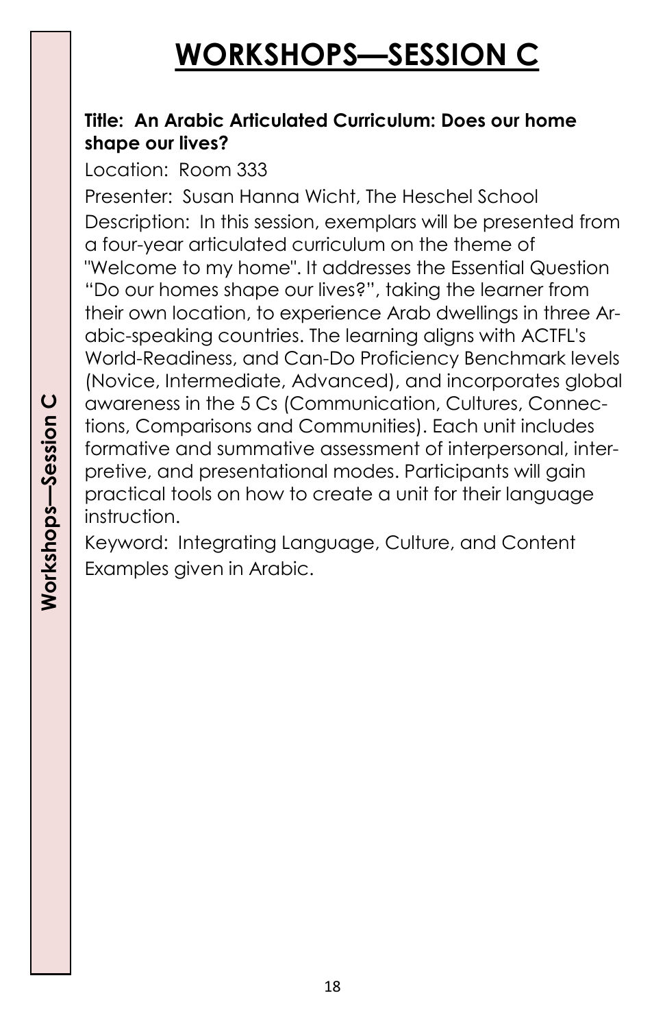# WORKSHOPS—SESSION C

**Title: An Arabic Articulated Curriculum: Does our home shape our lives?**

Location: Room 333

Presenter: Susan Hanna Wicht, The Heschel School

Description: In this session, exemplars will be presented from a four-year articulated curriculum on the theme of "Welcome to my home". It addresses the Essential Question "Do our homes shape our lives?", taking the learner from their own location, to experience Arab dwellings in three Arabic-speaking countries. The learning aligns with ACTFL's World-Readiness, and Can-Do Proficiency Benchmark levels (Novice, Intermediate, Advanced), and incorporates global awareness in the 5 Cs (Communication, Cultures, Connections, Comparisons and Communities). Each unit includes formative and summative assessment of interpersonal, interpretive, and presentational modes. Participants will gain practical tools on how to create a unit for their language instruction.

Keyword: Integrating Language, Culture, and Content

Examples given in Arabic.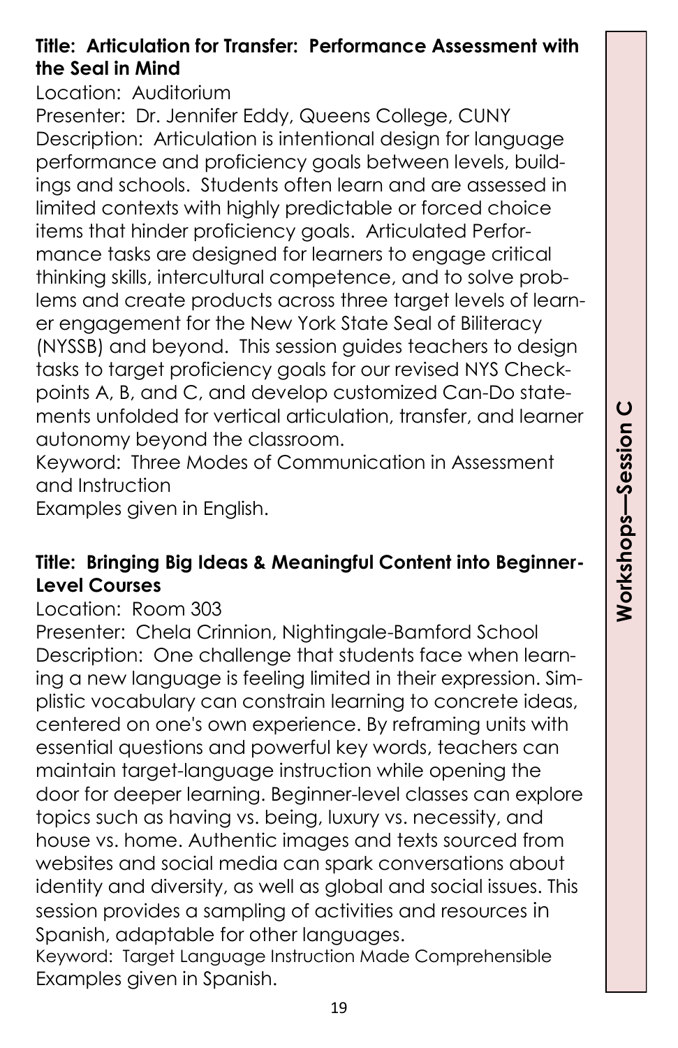**Title: Articulation for Transfer: Performance Assessment with the Seal in Mind**

Location: Auditorium

Presenter: Dr. Jennifer Eddy, Queens College, CUNY

Description: Articulation is intentional design for language performance and proficiency goals between levels, buildings and schools. Students often learn and are assessed in limited contexts with highly predictable or forced choice items that hinder proficiency goals. Articulated Performance tasks are designed for learners to engage critical thinking skills, intercultural competence, and to solve problems and create products across three target levels of learner engagement for the New York State Seal of Biliteracy (NYSSB) and beyond. This session guides teachers to design tasks to target proficiency goals for our revised NYS Checkpoints A, B, and C, and develop customized Can-Do statements unfolded for vertical articulation, transfer, and learner autonomy beyond the classroom.

Keyword: Three Modes of Communication in Assessment and Instruction

Examples given in English.

**Title: Bringing Big Ideas & Meaningful Content into Beginner-Level Courses**

Location: Room 303

Presenter: Chela Crinnion, Nightingale-Bamford School

Description: One challenge that students face when learning a new language is feeling limited in their expression. Simplistic vocabulary can constrain learning to concrete ideas, centered on one's own experience. By reframing units with essential questions and powerful key words, teachers can maintain target-language instruction while opening the door for deeper learning. Beginner-level classes can explore topics such as having vs. being, luxury vs. necessity, and house vs. home. Authentic images and texts sourced from websites and social media can spark conversations about identity and diversity, as well as global and social issues. This session provides a sampling of activities and resources in Spanish, adaptable for other languages.

Keyword: Target Language Instruction Made Comprehensible

Examples given in Spanish.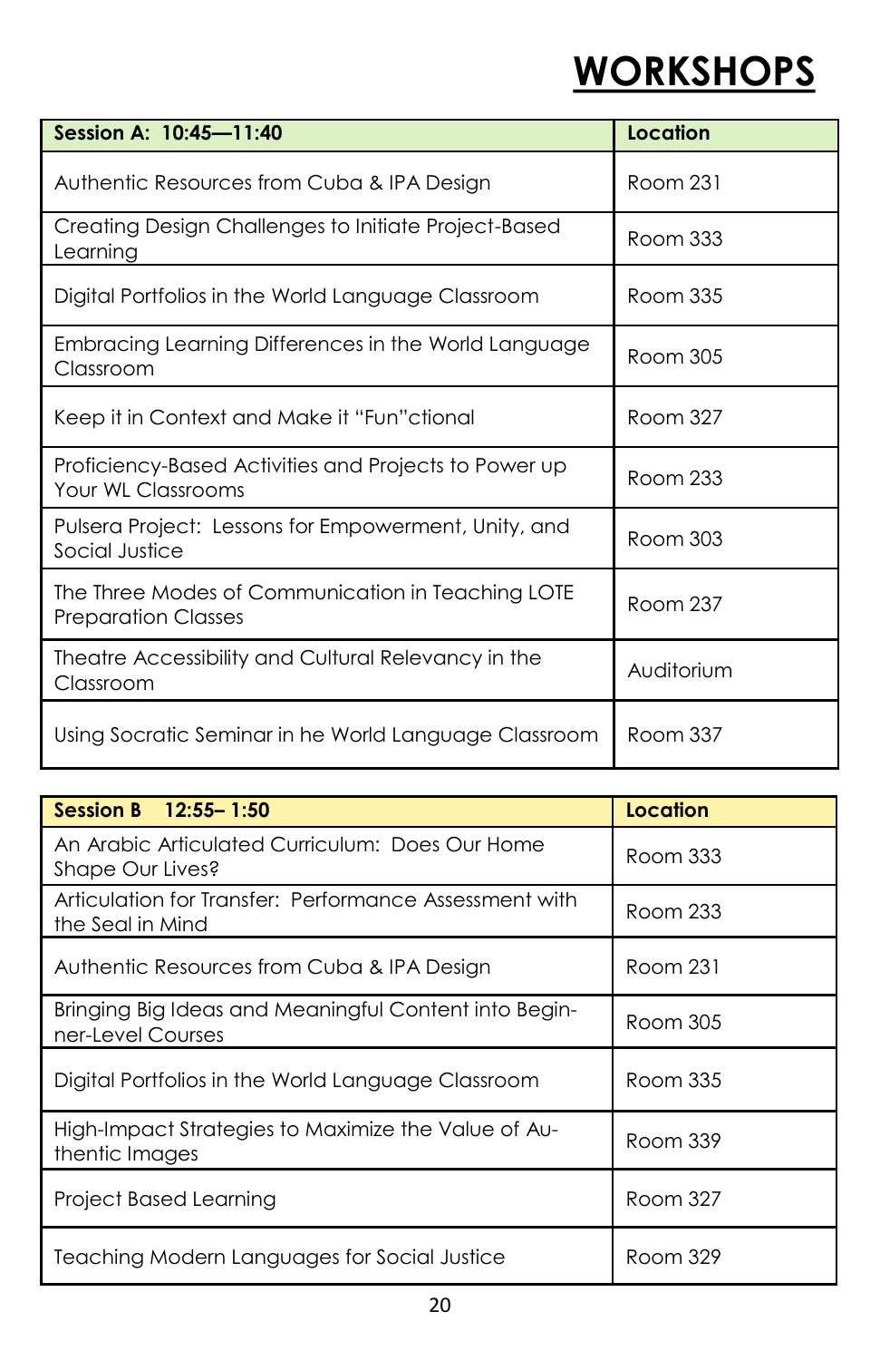# WORKSHOPS

| Session A: 10:45—11:40 | Location |
|---|---|
| Authentic Resources from Cuba & IPA Design | Room 231 |
| Creating Design Challenges to Initiate Project-Based Learning | Room 333 |
| Digital Portfolios in the World Language Classroom | Room 335 |
| Embracing Learning Differences in the World Language Classroom | Room 305 |
| Keep it in Context and Make it "Fun"ctional | Room 327 |
| Proficiency-Based Activities and Projects to Power up Your WL Classrooms | Room 233 |
| Pulsera Project: Lessons for Empowerment, Unity, and Social Justice | Room 303 |
| The Three Modes of Communication in Teaching LOTE Preparation Classes | Room 237 |
| Theatre Accessibility and Cultural Relevancy in the Classroom | Auditorium |
| Using Socratic Seminar in he World Language Classroom | Room 337 |

| Session B 12:55– 1:50 | Location |
|---|---|
| An Arabic Articulated Curriculum: Does Our Home Shape Our Lives? | Room 333 |
| Articulation for Transfer: Performance Assessment with the Seal in Mind | Room 233 |
| Authentic Resources from Cuba & IPA Design | Room 231 |
| Bringing Big Ideas and Meaningful Content into Beginner-Level Courses | Room 305 |
| Digital Portfolios in the World Language Classroom | Room 335 |
| High-Impact Strategies to Maximize the Value of Authentic Images | Room 339 |
| Project Based Learning | Room 327 |
| Teaching Modern Languages for Social Justice | Room 329 |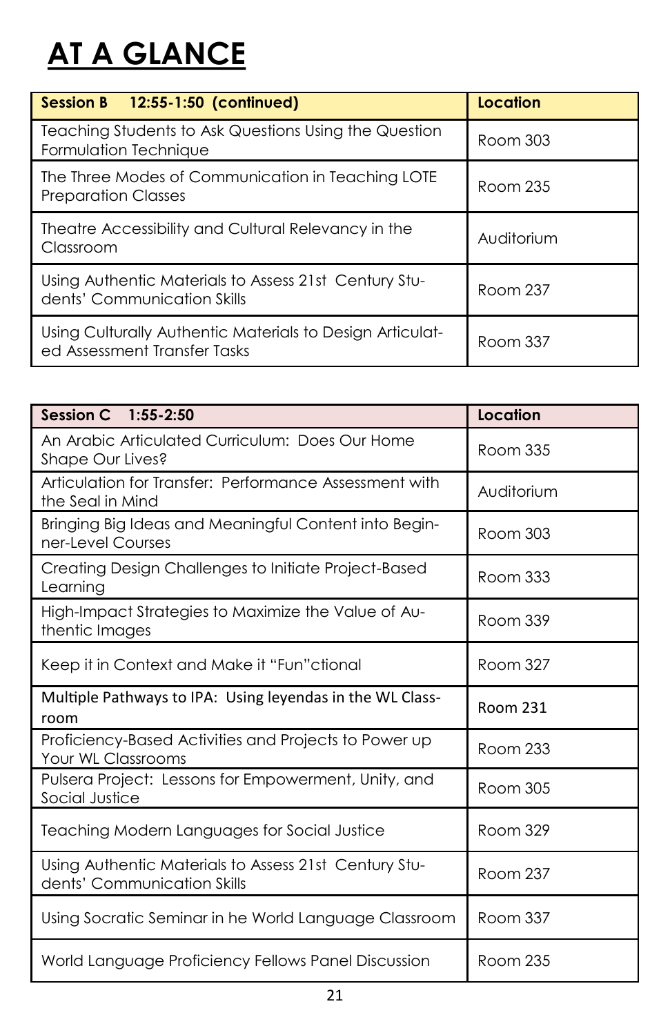# AT A GLANCE

| Session B 12:55-1:50 (continued) | Location |
|---|---|
| Teaching Students to Ask Questions Using the Question Formulation Technique | Room 303 |
| The Three Modes of Communication in Teaching LOTE Preparation Classes | Room 235 |
| Theatre Accessibility and Cultural Relevancy in the Classroom | Auditorium |
| Using Authentic Materials to Assess 21st Century Students' Communication Skills | Room 237 |
| Using Culturally Authentic Materials to Design Articulated Assessment Transfer Tasks | Room 337 |

| Session C 1:55-2:50 | Location |
|---|---|
| An Arabic Articulated Curriculum: Does Our Home Shape Our Lives? | Room 335 |
| Articulation for Transfer: Performance Assessment with the Seal in Mind | Auditorium |
| Bringing Big Ideas and Meaningful Content into Beginner-Level Courses | Room 303 |
| Creating Design Challenges to Initiate Project-Based Learning | Room 333 |
| High-Impact Strategies to Maximize the Value of Authentic Images | Room 339 |
| Keep it in Context and Make it "Fun"ctional | Room 327 |
| Multiple Pathways to IPA: Using leyendas in the WL Classroom | Room 231 |
| Proficiency-Based Activities and Projects to Power up Your WL Classrooms | Room 233 |
| Pulsera Project: Lessons for Empowerment, Unity, and Social Justice | Room 305 |
| Teaching Modern Languages for Social Justice | Room 329 |
| Using Authentic Materials to Assess 21st Century Students' Communication Skills | Room 237 |
| Using Socratic Seminar in he World Language Classroom | Room 337 |
| World Language Proficiency Fellows Panel Discussion | Room 235 |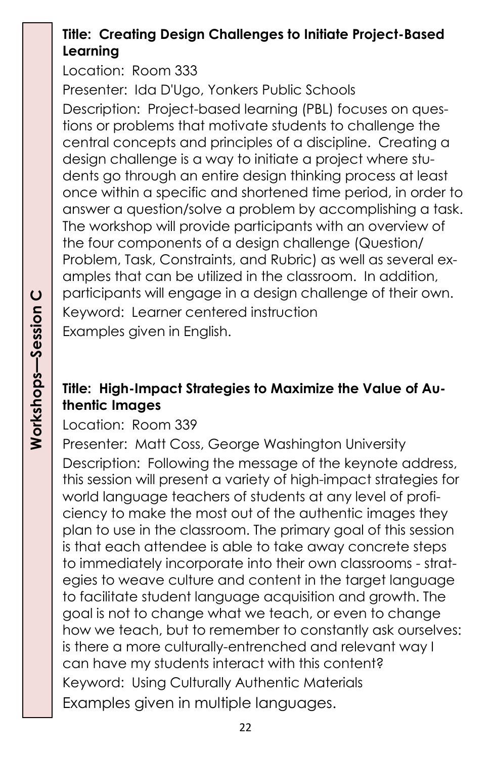**Workshops—Session C**

**Title: Creating Design Challenges to Initiate Project-Based Learning**

Location: Room 333

Presenter: Ida D'Ugo, Yonkers Public Schools

Description: Project-based learning (PBL) focuses on questions or problems that motivate students to challenge the central concepts and principles of a discipline. Creating a design challenge is a way to initiate a project where students go through an entire design thinking process at least once within a specific and shortened time period, in order to answer a question/solve a problem by accomplishing a task. The workshop will provide participants with an overview of the four components of a design challenge (Question/Problem, Task, Constraints, and Rubric) as well as several examples that can be utilized in the classroom. In addition, participants will engage in a design challenge of their own.

Keyword: Learner centered instruction

Examples given in English.

**Title: High-Impact Strategies to Maximize the Value of Authentic Images**

Location: Room 339

Presenter: Matt Coss, George Washington University

Description: Following the message of the keynote address, this session will present a variety of high-impact strategies for world language teachers of students at any level of proficiency to make the most out of the authentic images they plan to use in the classroom. The primary goal of this session is that each attendee is able to take away concrete steps to immediately incorporate into their own classrooms - strategies to weave culture and content in the target language to facilitate student language acquisition and growth. The goal is not to change what we teach, or even to change how we teach, but to remember to constantly ask ourselves: is there a more culturally-entrenched and relevant way I can have my students interact with this content?

Keyword: Using Culturally Authentic Materials

Examples given in multiple languages.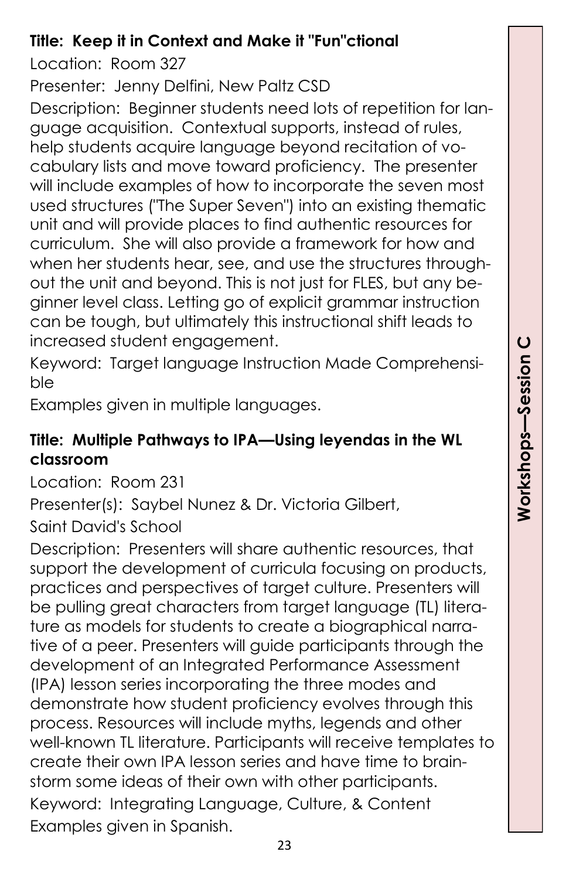**Title: Keep it in Context and Make it "Fun"ctional**

Location: Room 327

Presenter: Jenny Delfini, New Paltz CSD

Description: Beginner students need lots of repetition for language acquisition. Contextual supports, instead of rules, help students acquire language beyond recitation of vocabulary lists and move toward proficiency. The presenter will include examples of how to incorporate the seven most used structures ("The Super Seven") into an existing thematic unit and will provide places to find authentic resources for curriculum. She will also provide a framework for how and when her students hear, see, and use the structures throughout the unit and beyond. This is not just for FLES, but any beginner level class. Letting go of explicit grammar instruction can be tough, but ultimately this instructional shift leads to increased student engagement.

Keyword: Target language Instruction Made Comprehensible

Examples given in multiple languages.

**Title: Multiple Pathways to IPA—Using leyendas in the WL classroom**

Location: Room 231

Presenter(s): Saybel Nunez & Dr. Victoria Gilbert, Saint David's School

Description: Presenters will share authentic resources, that support the development of curricula focusing on products, practices and perspectives of target culture. Presenters will be pulling great characters from target language (TL) literature as models for students to create a biographical narrative of a peer. Presenters will guide participants through the development of an Integrated Performance Assessment (IPA) lesson series incorporating the three modes and demonstrate how student proficiency evolves through this process. Resources will include myths, legends and other well-known TL literature. Participants will receive templates to create their own IPA lesson series and have time to brainstorm some ideas of their own with other participants.

Keyword: Integrating Language, Culture, & Content

Examples given in Spanish.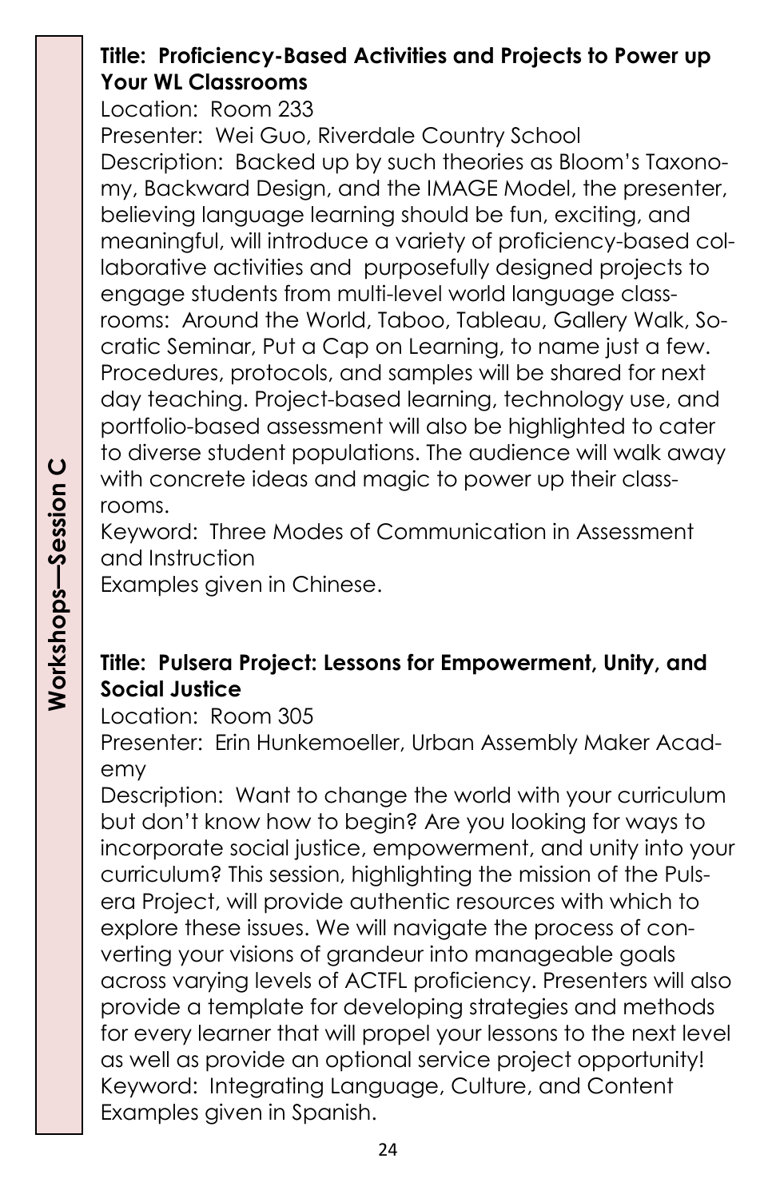## Workshops—Session C

**Title: Proficiency-Based Activities and Projects to Power up Your WL Classrooms**

Location: Room 233

Presenter: Wei Guo, Riverdale Country School

Description: Backed up by such theories as Bloom's Taxonomy, Backward Design, and the IMAGE Model, the presenter, believing language learning should be fun, exciting, and meaningful, will introduce a variety of proficiency-based collaborative activities and purposefully designed projects to engage students from multi-level world language classrooms: Around the World, Taboo, Tableau, Gallery Walk, Socratic Seminar, Put a Cap on Learning, to name just a few. Procedures, protocols, and samples will be shared for next day teaching. Project-based learning, technology use, and portfolio-based assessment will also be highlighted to cater to diverse student populations. The audience will walk away with concrete ideas and magic to power up their classrooms.

Keyword: Three Modes of Communication in Assessment and Instruction

Examples given in Chinese.

**Title: Pulsera Project: Lessons for Empowerment, Unity, and Social Justice**

Location: Room 305

Presenter: Erin Hunkemoeller, Urban Assembly Maker Academy

Description: Want to change the world with your curriculum but don't know how to begin? Are you looking for ways to incorporate social justice, empowerment, and unity into your curriculum? This session, highlighting the mission of the Pulsera Project, will provide authentic resources with which to explore these issues. We will navigate the process of converting your visions of grandeur into manageable goals across varying levels of ACTFL proficiency. Presenters will also provide a template for developing strategies and methods for every learner that will propel your lessons to the next level as well as provide an optional service project opportunity!

Keyword: Integrating Language, Culture, and Content

Examples given in Spanish.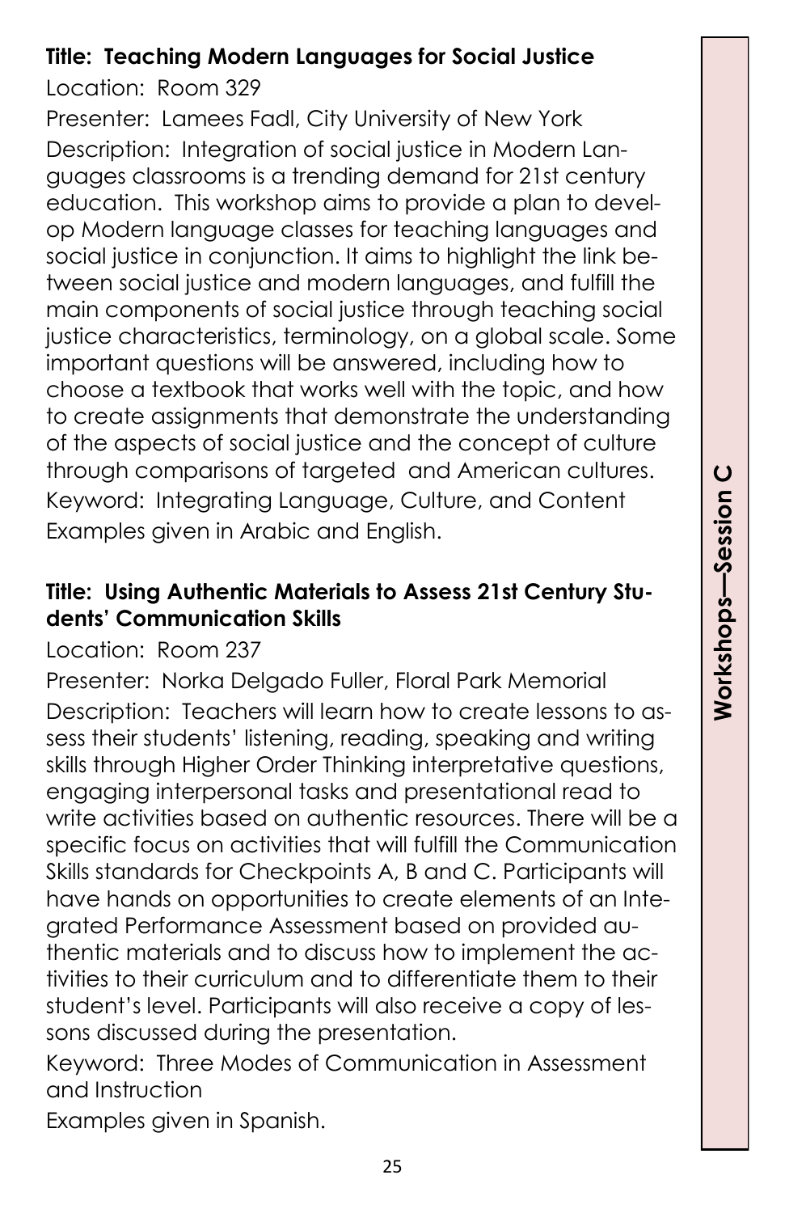**Title: Teaching Modern Languages for Social Justice**

Location: Room 329

Presenter: Lamees Fadl, City University of New York

Description: Integration of social justice in Modern Languages classrooms is a trending demand for 21st century education. This workshop aims to provide a plan to develop Modern language classes for teaching languages and social justice in conjunction. It aims to highlight the link between social justice and modern languages, and fulfill the main components of social justice through teaching social justice characteristics, terminology, on a global scale. Some important questions will be answered, including how to choose a textbook that works well with the topic, and how to create assignments that demonstrate the understanding of the aspects of social justice and the concept of culture through comparisons of targeted and American cultures.

Keyword: Integrating Language, Culture, and Content

Examples given in Arabic and English.

**Title: Using Authentic Materials to Assess 21st Century Students' Communication Skills**

Location: Room 237

Presenter: Norka Delgado Fuller, Floral Park Memorial

Description: Teachers will learn how to create lessons to assess their students' listening, reading, speaking and writing skills through Higher Order Thinking interpretative questions, engaging interpersonal tasks and presentational read to write activities based on authentic resources. There will be a specific focus on activities that will fulfill the Communication Skills standards for Checkpoints A, B and C. Participants will have hands on opportunities to create elements of an Integrated Performance Assessment based on provided authentic materials and to discuss how to implement the activities to their curriculum and to differentiate them to their student's level. Participants will also receive a copy of lessons discussed during the presentation.

Keyword: Three Modes of Communication in Assessment and Instruction

Examples given in Spanish.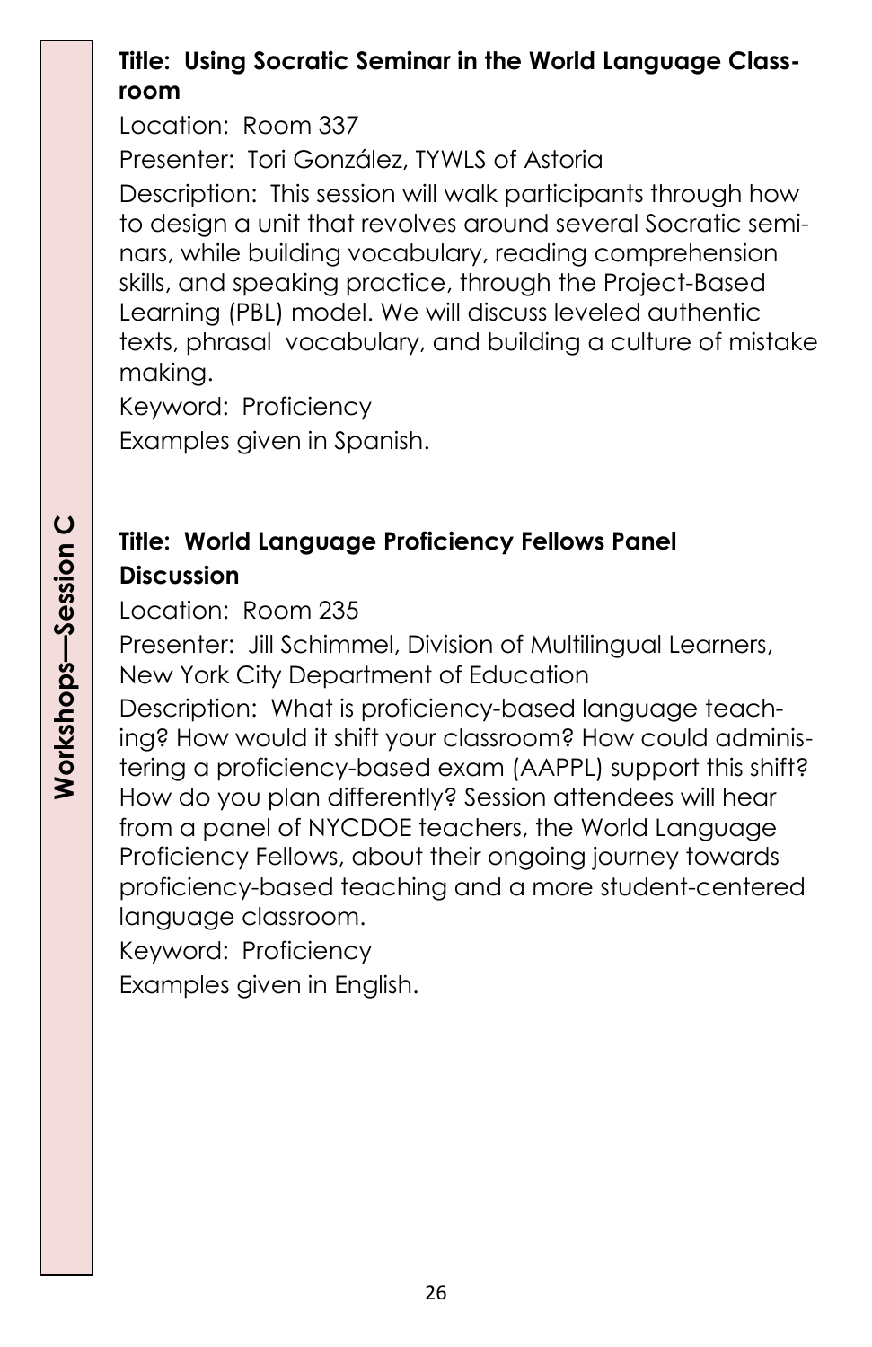**Workshops—Session C**

**Title: Using Socratic Seminar in the World Language Classroom**

Location: Room 337

Presenter: Tori González, TYWLS of Astoria

Description: This session will walk participants through how to design a unit that revolves around several Socratic seminars, while building vocabulary, reading comprehension skills, and speaking practice, through the Project-Based Learning (PBL) model. We will discuss leveled authentic texts, phrasal vocabulary, and building a culture of mistake making.

Keyword: Proficiency

Examples given in Spanish.

**Title: World Language Proficiency Fellows Panel Discussion**

Location: Room 235

Presenter: Jill Schimmel, Division of Multilingual Learners, New York City Department of Education

Description: What is proficiency-based language teaching? How would it shift your classroom? How could administering a proficiency-based exam (AAPPL) support this shift? How do you plan differently? Session attendees will hear from a panel of NYCDOE teachers, the World Language Proficiency Fellows, about their ongoing journey towards proficiency-based teaching and a more student-centered language classroom.

Keyword: Proficiency

Examples given in English.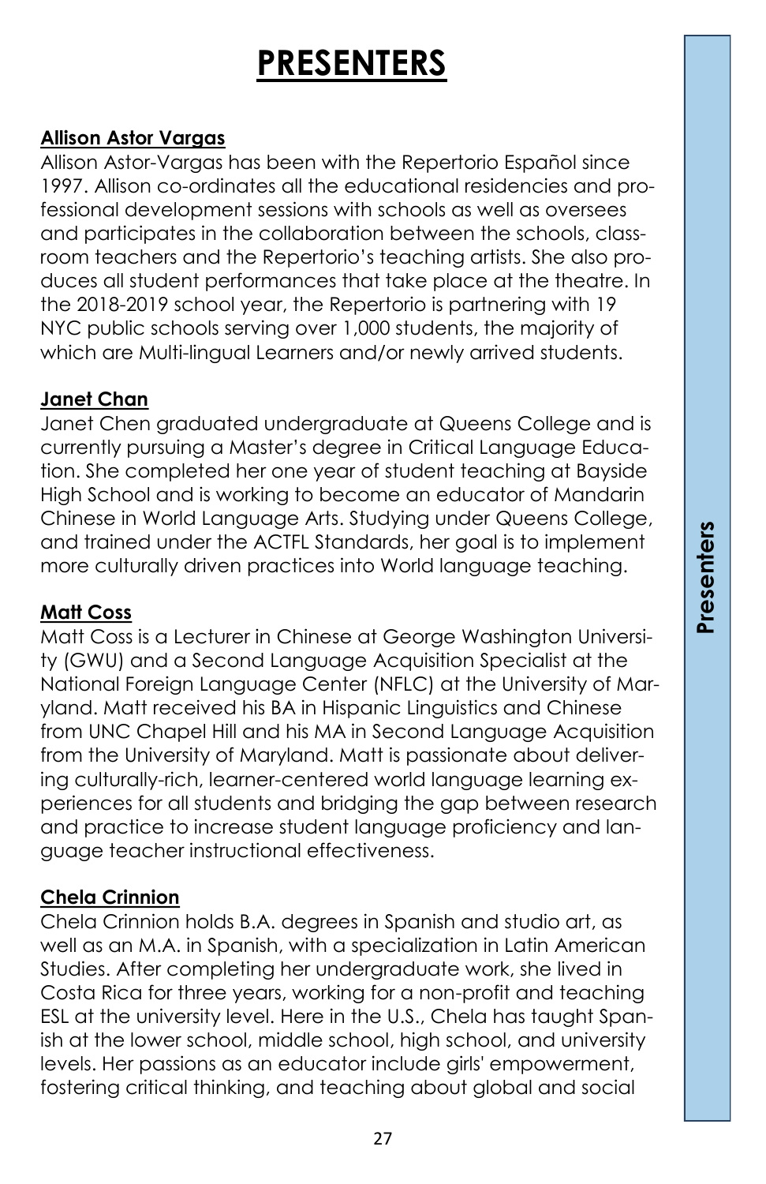# PRESENTERS

**Allison Astor Vargas**

Allison Astor-Vargas has been with the Repertorio Español since 1997. Allison co-ordinates all the educational residencies and professional development sessions with schools as well as oversees and participates in the collaboration between the schools, classroom teachers and the Repertorio's teaching artists. She also produces all student performances that take place at the theatre. In the 2018-2019 school year, the Repertorio is partnering with 19 NYC public schools serving over 1,000 students, the majority of which are Multi-lingual Learners and/or newly arrived students.

**Janet Chan**

Janet Chen graduated undergraduate at Queens College and is currently pursuing a Master's degree in Critical Language Education. She completed her one year of student teaching at Bayside High School and is working to become an educator of Mandarin Chinese in World Language Arts. Studying under Queens College, and trained under the ACTFL Standards, her goal is to implement more culturally driven practices into World language teaching.

**Matt Coss**

Matt Coss is a Lecturer in Chinese at George Washington University (GWU) and a Second Language Acquisition Specialist at the National Foreign Language Center (NFLC) at the University of Maryland. Matt received his BA in Hispanic Linguistics and Chinese from UNC Chapel Hill and his MA in Second Language Acquisition from the University of Maryland. Matt is passionate about delivering culturally-rich, learner-centered world language learning experiences for all students and bridging the gap between research and practice to increase student language proficiency and language teacher instructional effectiveness.

**Chela Crinnion**

Chela Crinnion holds B.A. degrees in Spanish and studio art, as well as an M.A. in Spanish, with a specialization in Latin American Studies. After completing her undergraduate work, she lived in Costa Rica for three years, working for a non-profit and teaching ESL at the university level. Here in the U.S., Chela has taught Spanish at the lower school, middle school, high school, and university levels. Her passions as an educator include girls' empowerment, fostering critical thinking, and teaching about global and social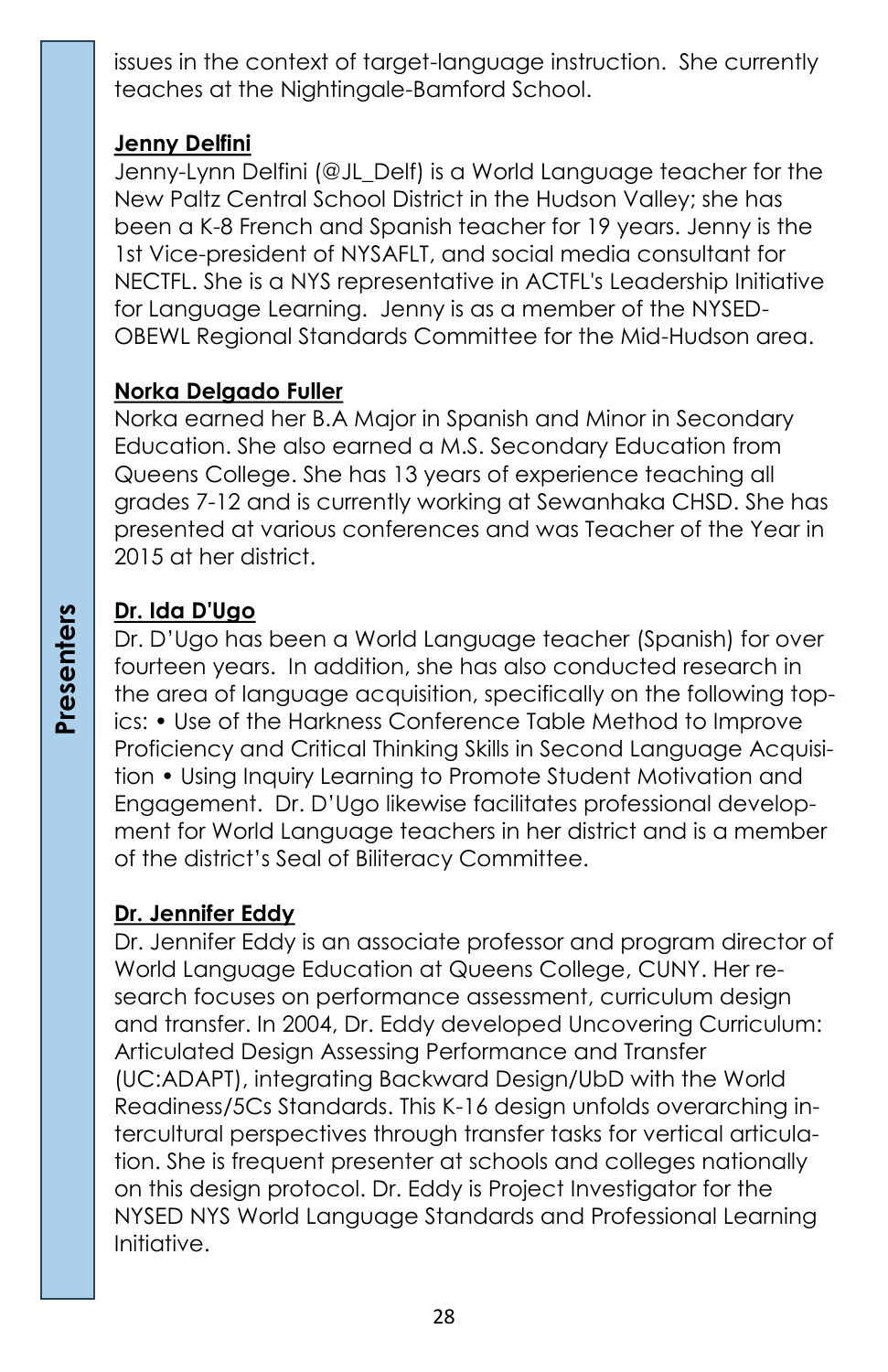issues in the context of target-language instruction. She currently teaches at the Nightingale-Bamford School.

**Jenny Delfini**

Jenny-Lynn Delfini (@JL_Delf) is a World Language teacher for the New Paltz Central School District in the Hudson Valley; she has been a K-8 French and Spanish teacher for 19 years. Jenny is the 1st Vice-president of NYSAFLT, and social media consultant for NECTFL. She is a NYS representative in ACTFL's Leadership Initiative for Language Learning. Jenny is as a member of the NYSED-OBEWL Regional Standards Committee for the Mid-Hudson area.

**Norka Delgado Fuller**

Norka earned her B.A Major in Spanish and Minor in Secondary Education. She also earned a M.S. Secondary Education from Queens College. She has 13 years of experience teaching all grades 7-12 and is currently working at Sewanhaka CHSD. She has presented at various conferences and was Teacher of the Year in 2015 at her district.

**Dr. Ida D'Ugo**

Dr. D'Ugo has been a World Language teacher (Spanish) for over fourteen years. In addition, she has also conducted research in the area of language acquisition, specifically on the following topics: • Use of the Harkness Conference Table Method to Improve Proficiency and Critical Thinking Skills in Second Language Acquisition • Using Inquiry Learning to Promote Student Motivation and Engagement. Dr. D'Ugo likewise facilitates professional development for World Language teachers in her district and is a member of the district's Seal of Biliteracy Committee.

**Dr. Jennifer Eddy**

Dr. Jennifer Eddy is an associate professor and program director of World Language Education at Queens College, CUNY. Her research focuses on performance assessment, curriculum design and transfer. In 2004, Dr. Eddy developed Uncovering Curriculum: Articulated Design Assessing Performance and Transfer (UC:ADAPT), integrating Backward Design/UbD with the World Readiness/5Cs Standards. This K-16 design unfolds overarching intercultural perspectives through transfer tasks for vertical articulation. She is frequent presenter at schools and colleges nationally on this design protocol. Dr. Eddy is Project Investigator for the NYSED NYS World Language Standards and Professional Learning Initiative.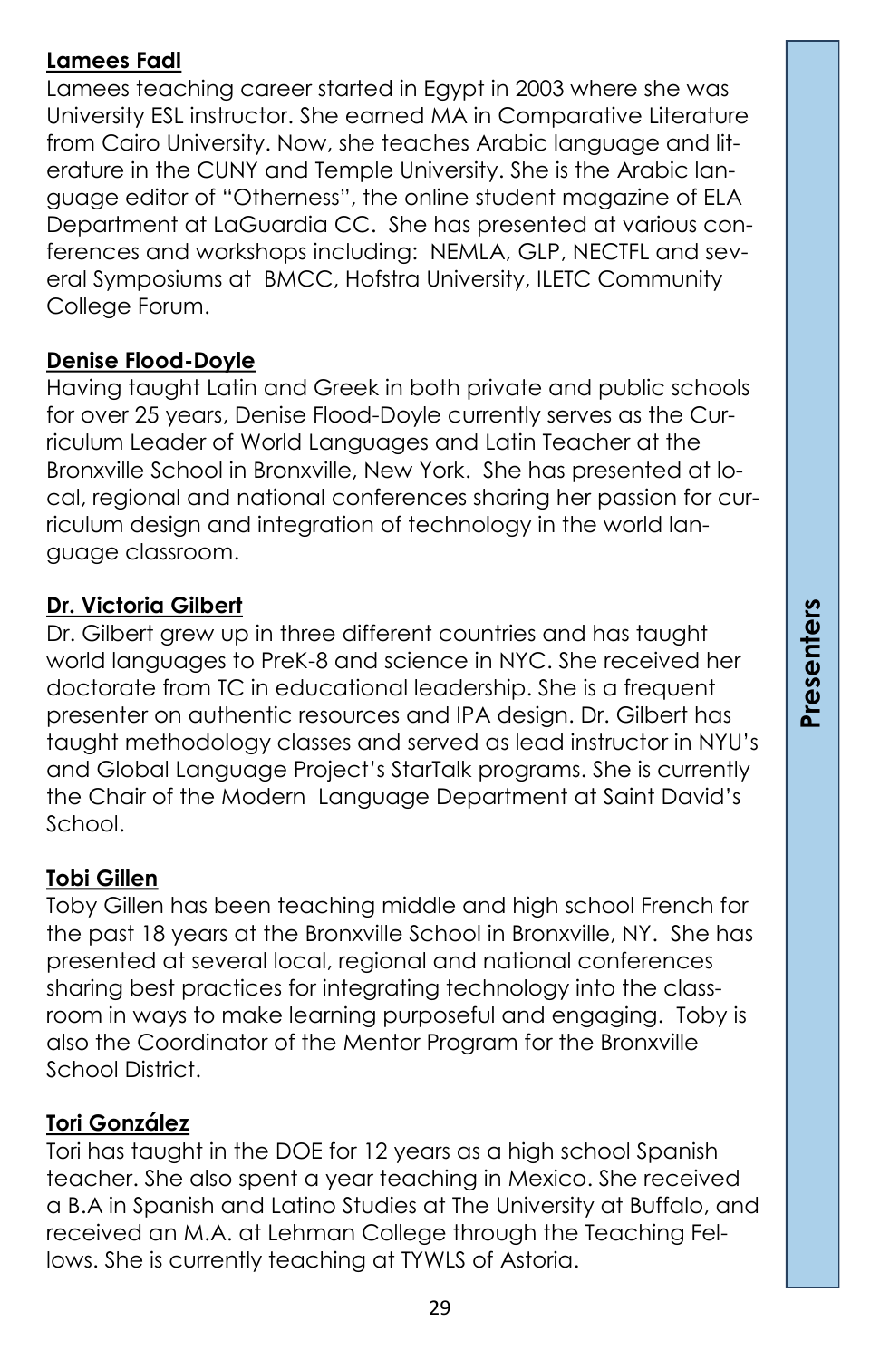**Lamees Fadl**

Lamees teaching career started in Egypt in 2003 where she was University ESL instructor. She earned MA in Comparative Literature from Cairo University. Now, she teaches Arabic language and literature in the CUNY and Temple University. She is the Arabic language editor of "Otherness", the online student magazine of ELA Department at LaGuardia CC. She has presented at various conferences and workshops including: NEMLA, GLP, NECTFL and several Symposiums at BMCC, Hofstra University, ILETC Community College Forum.

**Denise Flood-Doyle**

Having taught Latin and Greek in both private and public schools for over 25 years, Denise Flood-Doyle currently serves as the Curriculum Leader of World Languages and Latin Teacher at the Bronxville School in Bronxville, New York. She has presented at local, regional and national conferences sharing her passion for curriculum design and integration of technology in the world language classroom.

**Dr. Victoria Gilbert**

Dr. Gilbert grew up in three different countries and has taught world languages to PreK-8 and science in NYC. She received her doctorate from TC in educational leadership. She is a frequent presenter on authentic resources and IPA design. Dr. Gilbert has taught methodology classes and served as lead instructor in NYU's and Global Language Project's StarTalk programs. She is currently the Chair of the Modern Language Department at Saint David's School.

**Tobi Gillen**

Toby Gillen has been teaching middle and high school French for the past 18 years at the Bronxville School in Bronxville, NY. She has presented at several local, regional and national conferences sharing best practices for integrating technology into the classroom in ways to make learning purposeful and engaging. Toby is also the Coordinator of the Mentor Program for the Bronxville School District.

**Tori González**

Tori has taught in the DOE for 12 years as a high school Spanish teacher. She also spent a year teaching in Mexico. She received a B.A in Spanish and Latino Studies at The University at Buffalo, and received an M.A. at Lehman College through the Teaching Fellows. She is currently teaching at TYWLS of Astoria.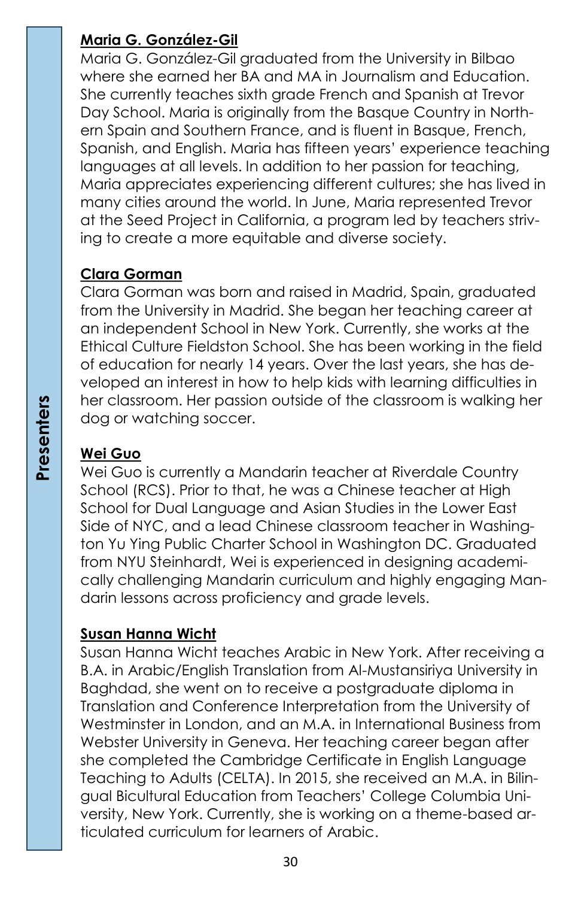**Presenters**

## Maria G. González-Gil

Maria G. González-Gil graduated from the University in Bilbao where she earned her BA and MA in Journalism and Education. She currently teaches sixth grade French and Spanish at Trevor Day School. Maria is originally from the Basque Country in Northern Spain and Southern France, and is fluent in Basque, French, Spanish, and English. Maria has fifteen years' experience teaching languages at all levels. In addition to her passion for teaching, Maria appreciates experiencing different cultures; she has lived in many cities around the world. In June, Maria represented Trevor at the Seed Project in California, a program led by teachers striving to create a more equitable and diverse society.

## Clara Gorman

Clara Gorman was born and raised in Madrid, Spain, graduated from the University in Madrid. She began her teaching career at an independent School in New York. Currently, she works at the Ethical Culture Fieldston School. She has been working in the field of education for nearly 14 years. Over the last years, she has developed an interest in how to help kids with learning difficulties in her classroom. Her passion outside of the classroom is walking her dog or watching soccer.

## Wei Guo

Wei Guo is currently a Mandarin teacher at Riverdale Country School (RCS). Prior to that, he was a Chinese teacher at High School for Dual Language and Asian Studies in the Lower East Side of NYC, and a lead Chinese classroom teacher in Washington Yu Ying Public Charter School in Washington DC. Graduated from NYU Steinhardt, Wei is experienced in designing academically challenging Mandarin curriculum and highly engaging Mandarin lessons across proficiency and grade levels.

## Susan Hanna Wicht

Susan Hanna Wicht teaches Arabic in New York. After receiving a B.A. in Arabic/English Translation from Al-Mustansiriya University in Baghdad, she went on to receive a postgraduate diploma in Translation and Conference Interpretation from the University of Westminster in London, and an M.A. in International Business from Webster University in Geneva. Her teaching career began after she completed the Cambridge Certificate in English Language Teaching to Adults (CELTA). In 2015, she received an M.A. in Bilingual Bicultural Education from Teachers' College Columbia University, New York. Currently, she is working on a theme-based articulated curriculum for learners of Arabic.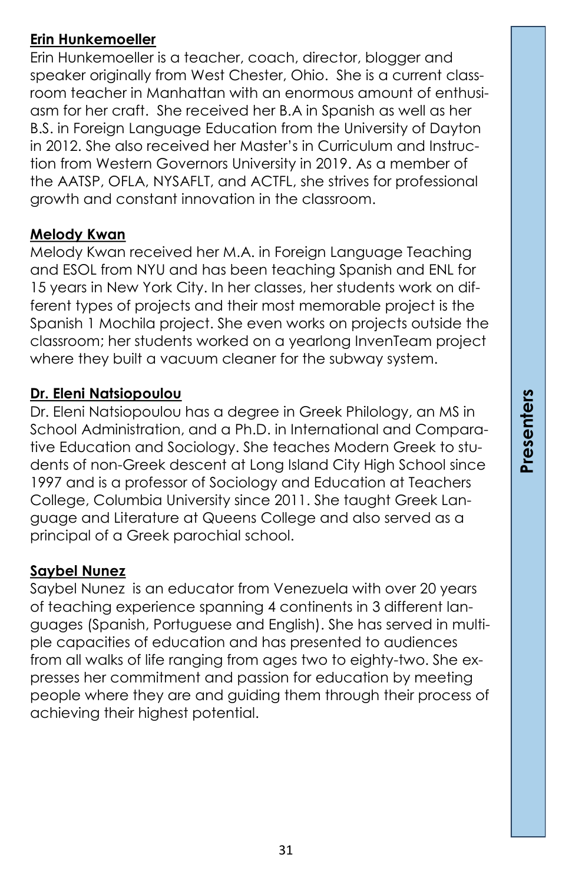**Erin Hunkemoeller**

Erin Hunkemoeller is a teacher, coach, director, blogger and speaker originally from West Chester, Ohio. She is a current classroom teacher in Manhattan with an enormous amount of enthusiasm for her craft. She received her B.A in Spanish as well as her B.S. in Foreign Language Education from the University of Dayton in 2012. She also received her Master's in Curriculum and Instruction from Western Governors University in 2019. As a member of the AATSP, OFLA, NYSAFLT, and ACTFL, she strives for professional growth and constant innovation in the classroom.

**Melody Kwan**

Melody Kwan received her M.A. in Foreign Language Teaching and ESOL from NYU and has been teaching Spanish and ENL for 15 years in New York City. In her classes, her students work on different types of projects and their most memorable project is the Spanish 1 Mochila project. She even works on projects outside the classroom; her students worked on a yearlong InvenTeam project where they built a vacuum cleaner for the subway system.

**Dr. Eleni Natsiopoulou**

Dr. Eleni Natsiopoulou has a degree in Greek Philology, an MS in School Administration, and a Ph.D. in International and Comparative Education and Sociology. She teaches Modern Greek to students of non-Greek descent at Long Island City High School since 1997 and is a professor of Sociology and Education at Teachers College, Columbia University since 2011. She taught Greek Language and Literature at Queens College and also served as a principal of a Greek parochial school.

**Saybel Nunez**

Saybel Nunez is an educator from Venezuela with over 20 years of teaching experience spanning 4 continents in 3 different languages (Spanish, Portuguese and English). She has served in multiple capacities of education and has presented to audiences from all walks of life ranging from ages two to eighty-two. She expresses her commitment and passion for education by meeting people where they are and guiding them through their process of achieving their highest potential.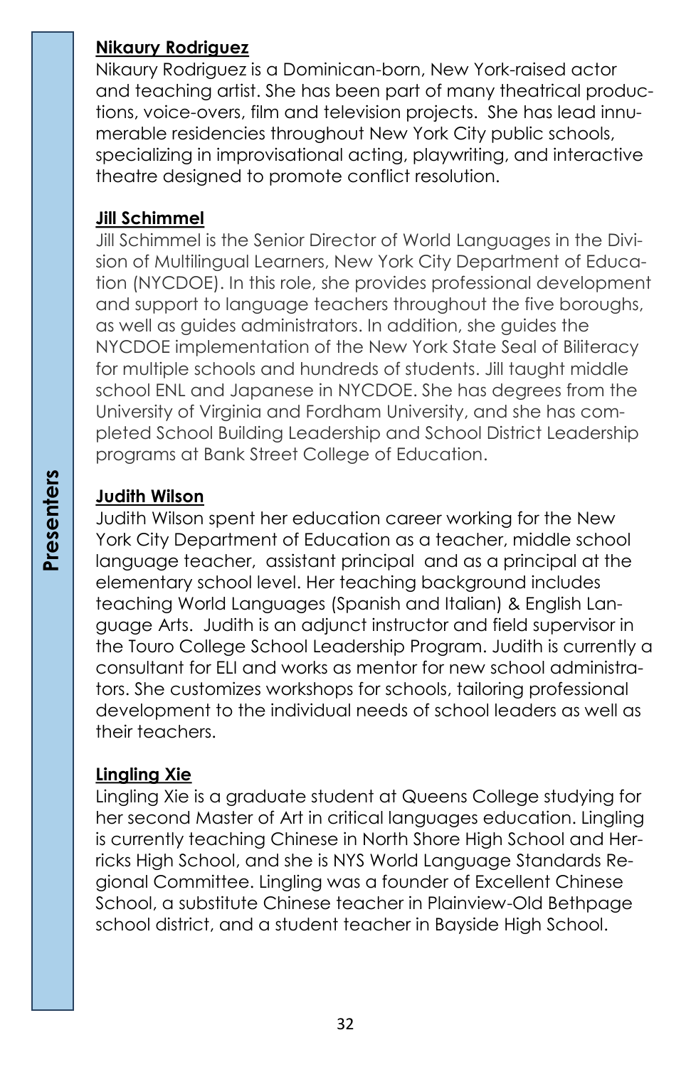**Presenters**

## Nikaury Rodriguez

Nikaury Rodriguez is a Dominican-born, New York-raised actor and teaching artist. She has been part of many theatrical productions, voice-overs, film and television projects. She has lead innumerable residencies throughout New York City public schools, specializing in improvisational acting, playwriting, and interactive theatre designed to promote conflict resolution.

## Jill Schimmel

Jill Schimmel is the Senior Director of World Languages in the Division of Multilingual Learners, New York City Department of Education (NYCDOE). In this role, she provides professional development and support to language teachers throughout the five boroughs, as well as guides administrators. In addition, she guides the NYCDOE implementation of the New York State Seal of Biliteracy for multiple schools and hundreds of students. Jill taught middle school ENL and Japanese in NYCDOE. She has degrees from the University of Virginia and Fordham University, and she has completed School Building Leadership and School District Leadership programs at Bank Street College of Education.

## Judith Wilson

Judith Wilson spent her education career working for the New York City Department of Education as a teacher, middle school language teacher, assistant principal and as a principal at the elementary school level. Her teaching background includes teaching World Languages (Spanish and Italian) & English Language Arts. Judith is an adjunct instructor and field supervisor in the Touro College School Leadership Program. Judith is currently a consultant for ELI and works as mentor for new school administrators. She customizes workshops for schools, tailoring professional development to the individual needs of school leaders as well as their teachers.

## Lingling Xie

Lingling Xie is a graduate student at Queens College studying for her second Master of Art in critical languages education. Lingling is currently teaching Chinese in North Shore High School and Herricks High School, and she is NYS World Language Standards Regional Committee. Lingling was a founder of Excellent Chinese School, a substitute Chinese teacher in Plainview-Old Bethpage school district, and a student teacher in Bayside High School.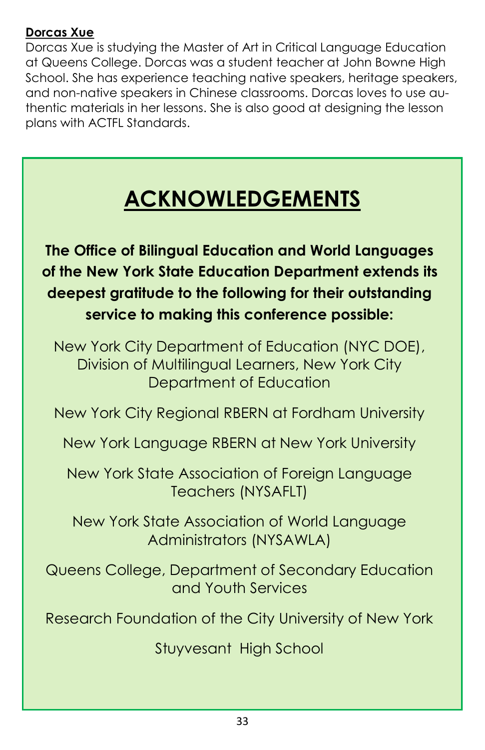**Dorcas Xue**

Dorcas Xue is studying the Master of Art in Critical Language Education at Queens College. Dorcas was a student teacher at John Bowne High School. She has experience teaching native speakers, heritage speakers, and non-native speakers in Chinese classrooms. Dorcas loves to use authentic materials in her lessons. She is also good at designing the lesson plans with ACTFL Standards.

# ACKNOWLEDGEMENTS

**The Office of Bilingual Education and World Languages of the New York State Education Department extends its deepest gratitude to the following for their outstanding service to making this conference possible:**

New York City Department of Education (NYC DOE), Division of Multilingual Learners, New York City Department of Education

New York City Regional RBERN at Fordham University

New York Language RBERN at New York University

New York State Association of Foreign Language Teachers (NYSAFLT)

New York State Association of World Language Administrators (NYSAWLA)

Queens College, Department of Secondary Education and Youth Services

Research Foundation of the City University of New York

Stuyvesant High School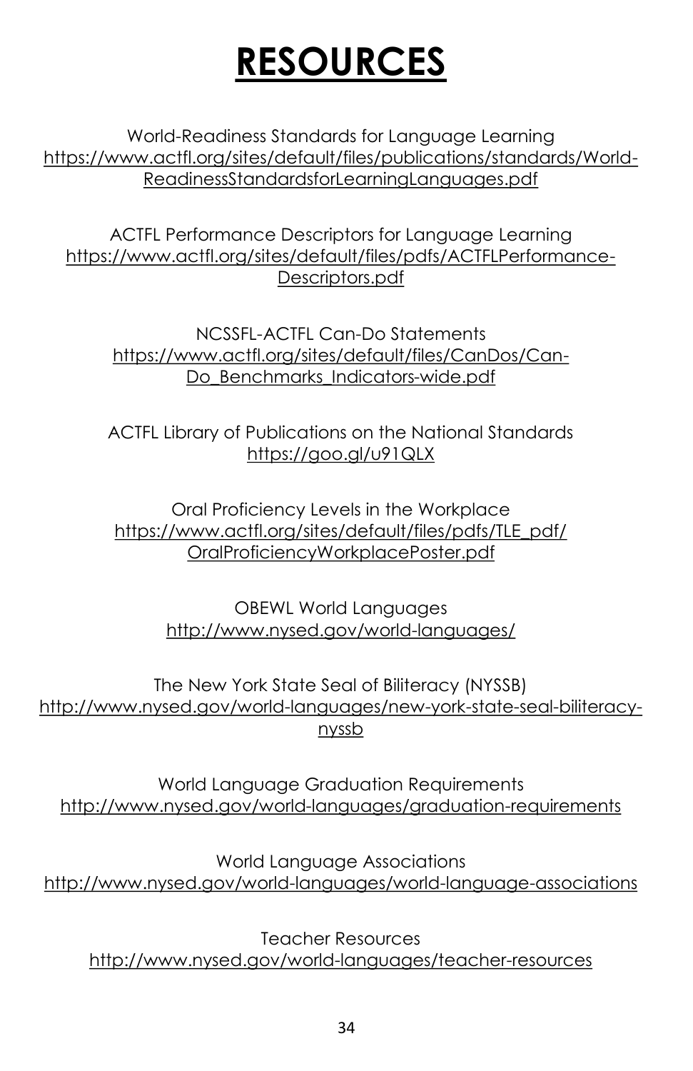# RESOURCES

World-Readiness Standards for Language Learning
https://www.actfl.org/sites/default/files/publications/standards/World-ReadinessStandardsforLearningLanguages.pdf

ACTFL Performance Descriptors for Language Learning
https://www.actfl.org/sites/default/files/pdfs/ACTFLPerformance-Descriptors.pdf

NCSSFL-ACTFL Can-Do Statements
https://www.actfl.org/sites/default/files/CanDos/Can-Do_Benchmarks_Indicators-wide.pdf

ACTFL Library of Publications on the National Standards
https://goo.gl/u91QLX

Oral Proficiency Levels in the Workplace
https://www.actfl.org/sites/default/files/pdfs/TLE_pdf/OralProficiencyWorkplacePoster.pdf

OBEWL World Languages
http://www.nysed.gov/world-languages/

The New York State Seal of Biliteracy (NYSSB)
http://www.nysed.gov/world-languages/new-york-state-seal-biliteracy-nyssb

World Language Graduation Requirements
http://www.nysed.gov/world-languages/graduation-requirements

World Language Associations
http://www.nysed.gov/world-languages/world-language-associations

Teacher Resources
http://www.nysed.gov/world-languages/teacher-resources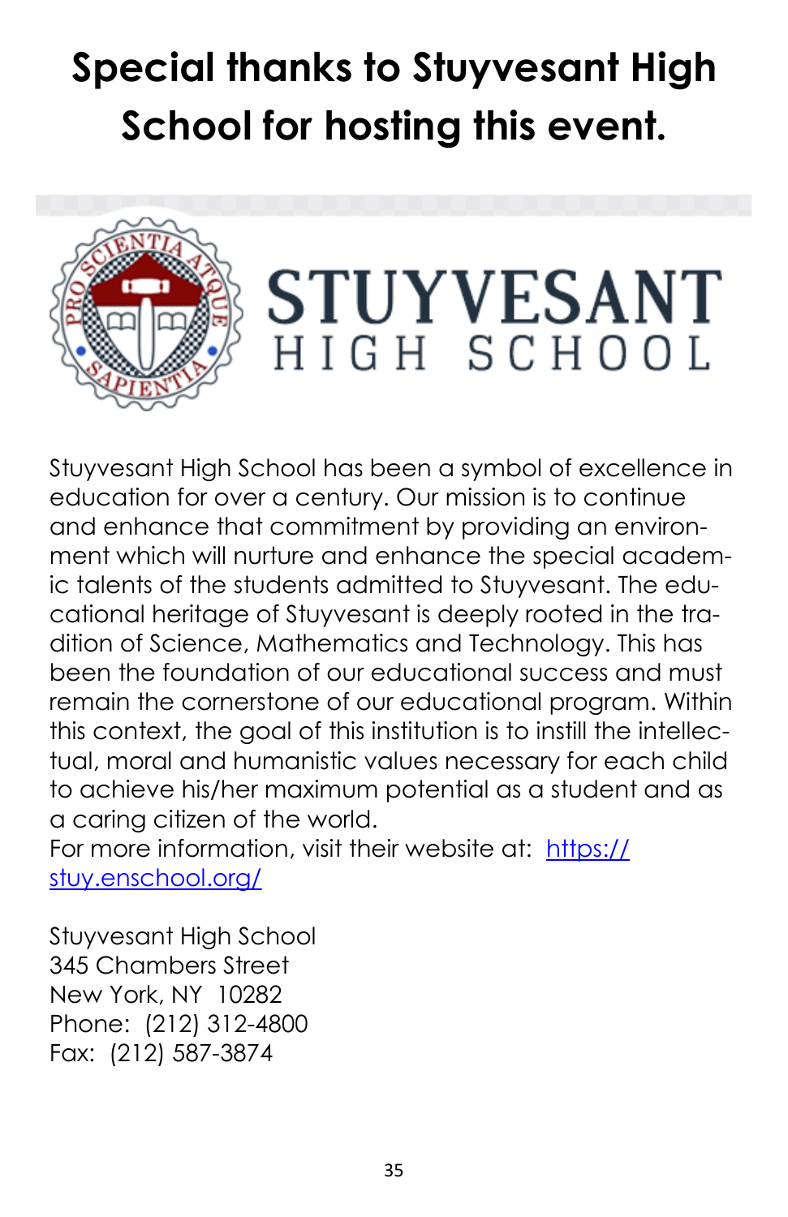# Special thanks to Stuyvesant High School for hosting this event.

STUYVESANT HIGH SCHOOL

Stuyvesant High School has been a symbol of excellence in education for over a century. Our mission is to continue and enhance that commitment by providing an environment which will nurture and enhance the special academic talents of the students admitted to Stuyvesant. The educational heritage of Stuyvesant is deeply rooted in the tradition of Science, Mathematics and Technology. This has been the foundation of our educational success and must remain the cornerstone of our educational program. Within this context, the goal of this institution is to instill the intellectual, moral and humanistic values necessary for each child to achieve his/her maximum potential as a student and as a caring citizen of the world.
For more information, visit their website at: [https://stuy.enschool.org/](https://stuy.enschool.org/)

Stuyvesant High School
345 Chambers Street
New York, NY 10282
Phone: (212) 312-4800
Fax: (212) 587-3874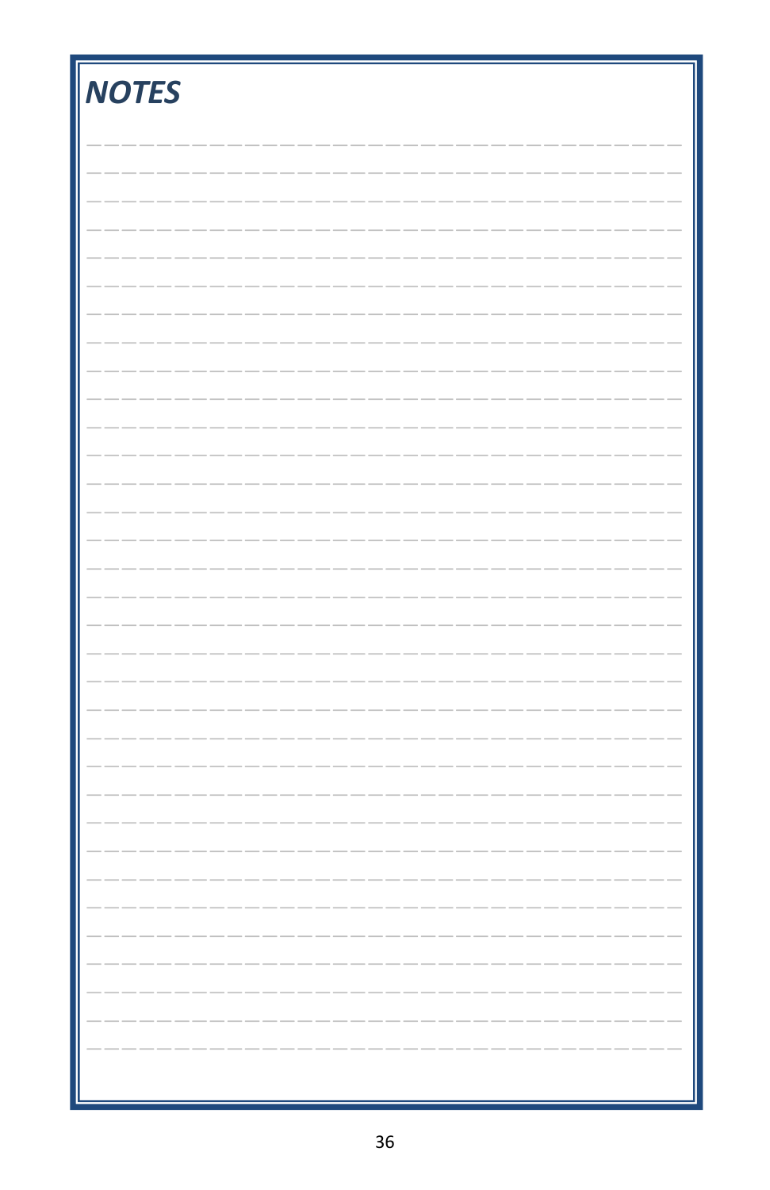# NOTES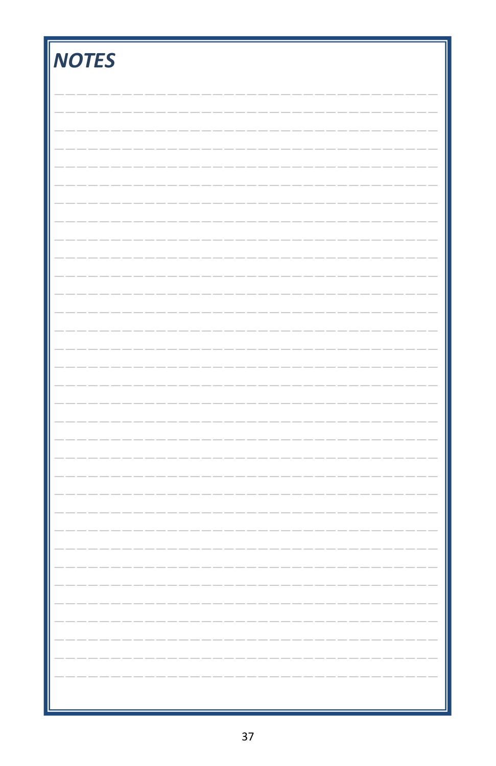# NOTES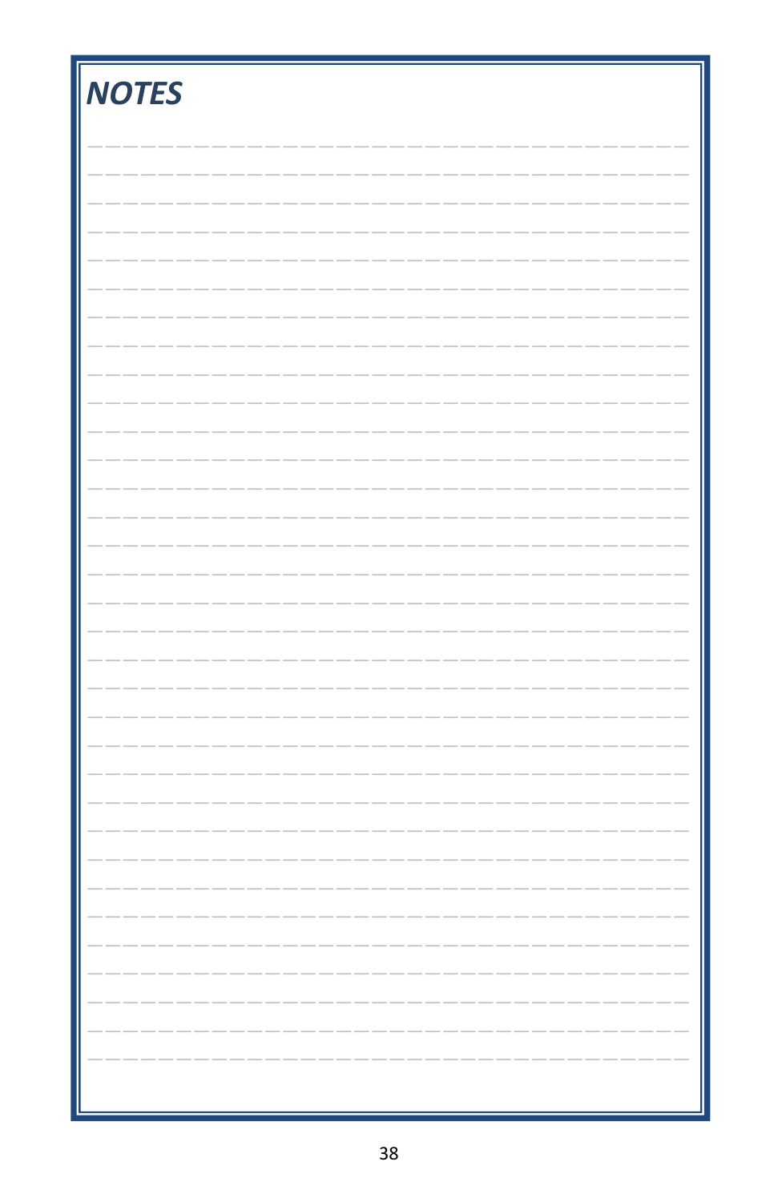# NOTES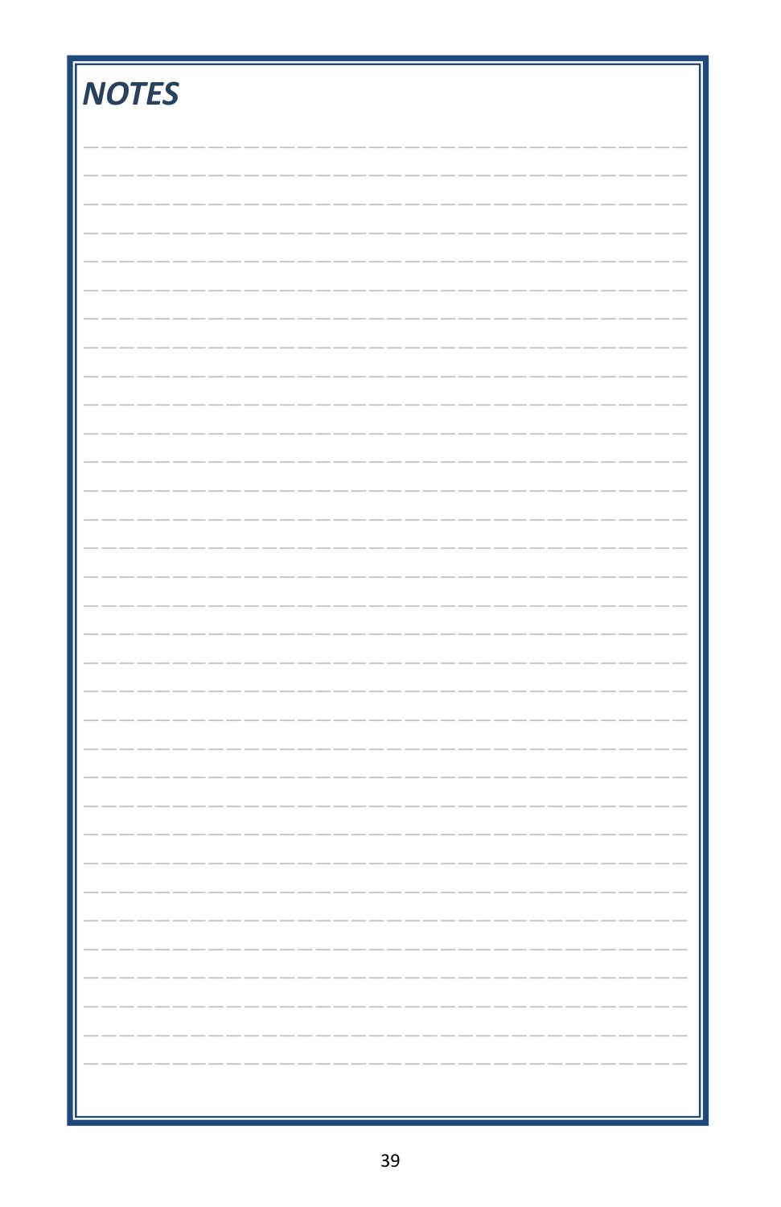# NOTES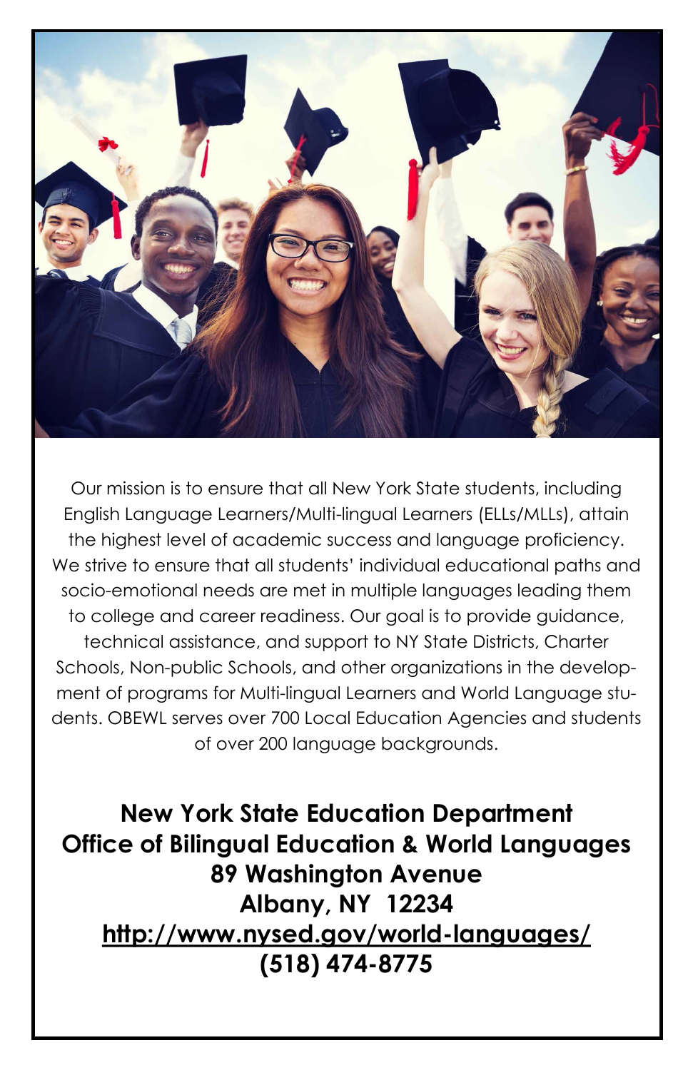Our mission is to ensure that all New York State students, including English Language Learners/Multi-lingual Learners (ELLs/MLLs), attain the highest level of academic success and language proficiency. We strive to ensure that all students' individual educational paths and socio-emotional needs are met in multiple languages leading them to college and career readiness. Our goal is to provide guidance, technical assistance, and support to NY State Districts, Charter Schools, Non-public Schools, and other organizations in the development of programs for Multi-lingual Learners and World Language students. OBEWL serves over 700 Local Education Agencies and students of over 200 language backgrounds.

**New York State Education Department**
**Office of Bilingual Education & World Languages**
**89 Washington Avenue**
**Albany, NY 12234**
**http://www.nysed.gov/world-languages/**
**(518) 474-8775**